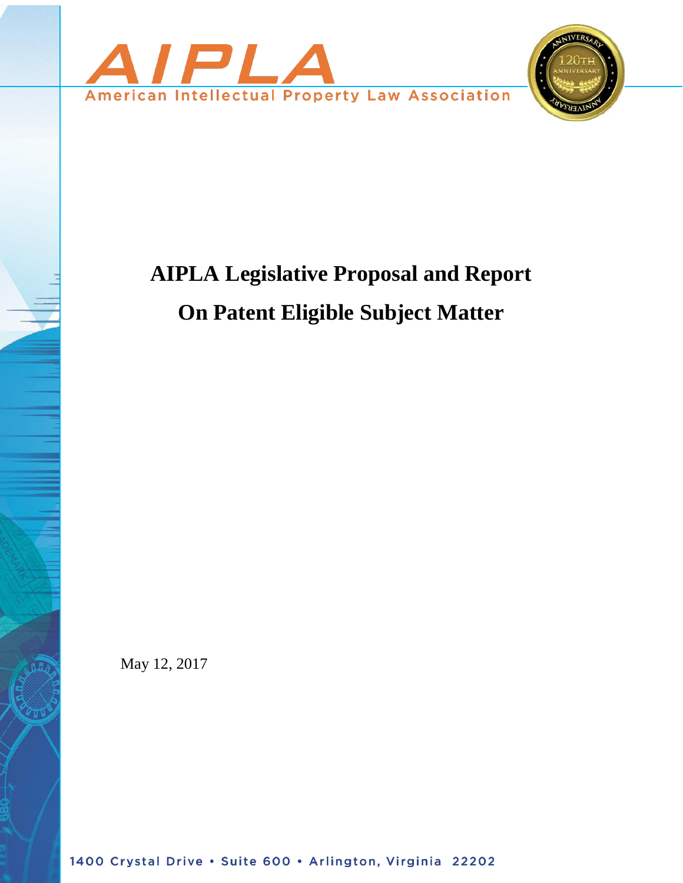AIPLA

American Intellectual Property Law Association

# AIPLA Legislative Proposal and Report

# On Patent Eligible Subject Matter

May 12, 2017

1400 Crystal Drive • Suite 600 • Arlington, Virginia 22202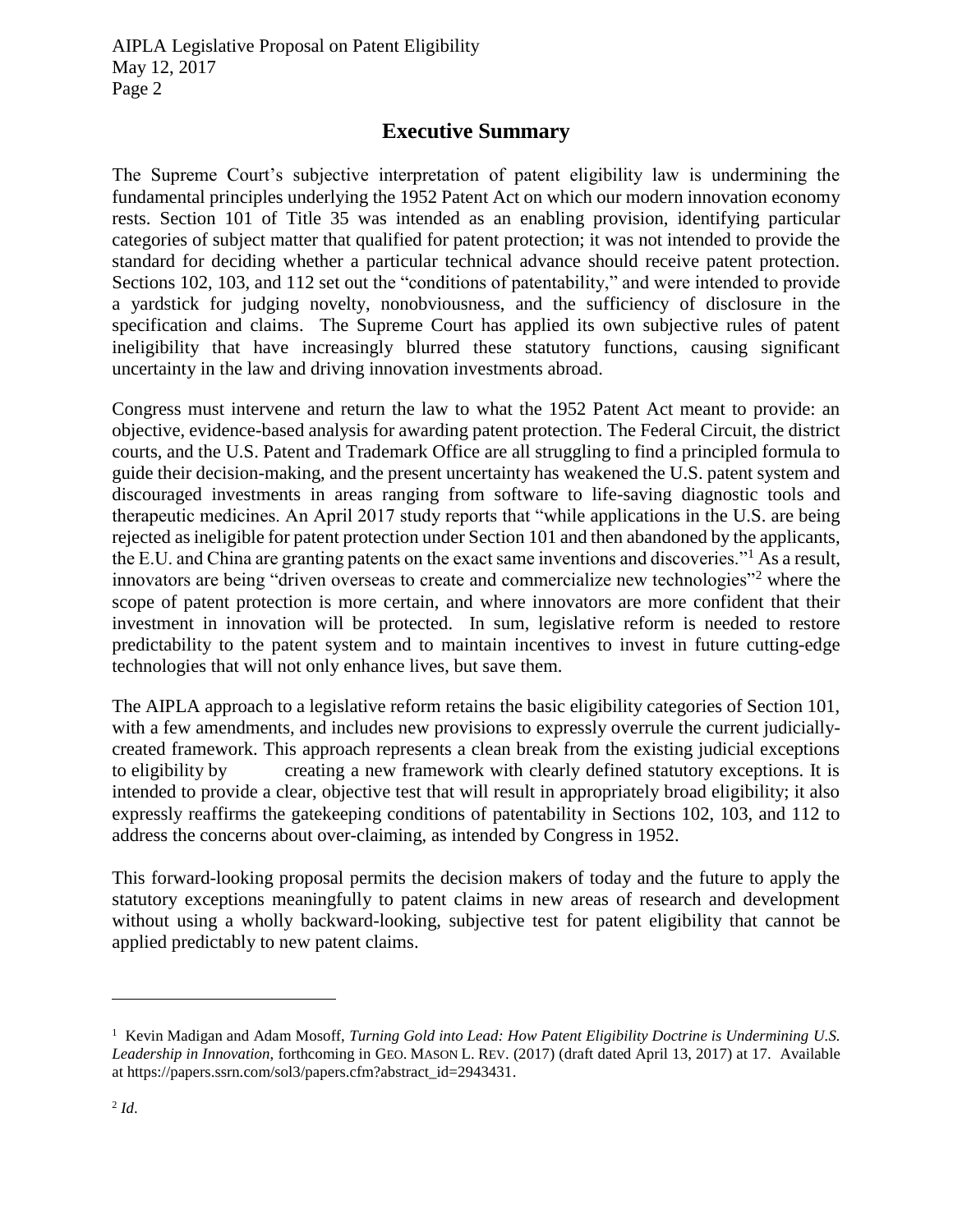## Executive Summary

The Supreme Court's subjective interpretation of patent eligibility law is undermining the fundamental principles underlying the 1952 Patent Act on which our modern innovation economy rests. Section 101 of Title 35 was intended as an enabling provision, identifying particular categories of subject matter that qualified for patent protection; it was not intended to provide the standard for deciding whether a particular technical advance should receive patent protection. Sections 102, 103, and 112 set out the "conditions of patentability," and were intended to provide a yardstick for judging novelty, nonobviousness, and the sufficiency of disclosure in the specification and claims. The Supreme Court has applied its own subjective rules of patent ineligibility that have increasingly blurred these statutory functions, causing significant uncertainty in the law and driving innovation investments abroad.

Congress must intervene and return the law to what the 1952 Patent Act meant to provide: an objective, evidence-based analysis for awarding patent protection. The Federal Circuit, the district courts, and the U.S. Patent and Trademark Office are all struggling to find a principled formula to guide their decision-making, and the present uncertainty has weakened the U.S. patent system and discouraged investments in areas ranging from software to life-saving diagnostic tools and therapeutic medicines. An April 2017 study reports that "while applications in the U.S. are being rejected as ineligible for patent protection under Section 101 and then abandoned by the applicants, the E.U. and China are granting patents on the exact same inventions and discoveries."[1] As a result, innovators are being "driven overseas to create and commercialize new technologies"[2] where the scope of patent protection is more certain, and where innovators are more confident that their investment in innovation will be protected. In sum, legislative reform is needed to restore predictability to the patent system and to maintain incentives to invest in future cutting-edge technologies that will not only enhance lives, but save them.

The AIPLA approach to a legislative reform retains the basic eligibility categories of Section 101, with a few amendments, and includes new provisions to expressly overrule the current judicially-created framework. This approach represents a clean break from the existing judicial exceptions to eligibility by creating a new framework with clearly defined statutory exceptions. It is intended to provide a clear, objective test that will result in appropriately broad eligibility; it also expressly reaffirms the gatekeeping conditions of patentability in Sections 102, 103, and 112 to address the concerns about over-claiming, as intended by Congress in 1952.

This forward-looking proposal permits the decision makers of today and the future to apply the statutory exceptions meaningfully to patent claims in new areas of research and development without using a wholly backward-looking, subjective test for patent eligibility that cannot be applied predictably to new patent claims.

---

[1] Kevin Madigan and Adam Mosoff, *Turning Gold into Lead: How Patent Eligibility Doctrine is Undermining U.S. Leadership in Innovation,* forthcoming in GEO. MASON L. REV. (2017) (draft dated April 13, 2017) at 17. Available at https://papers.ssrn.com/sol3/papers.cfm?abstract_id=2943431.

[2] *Id*.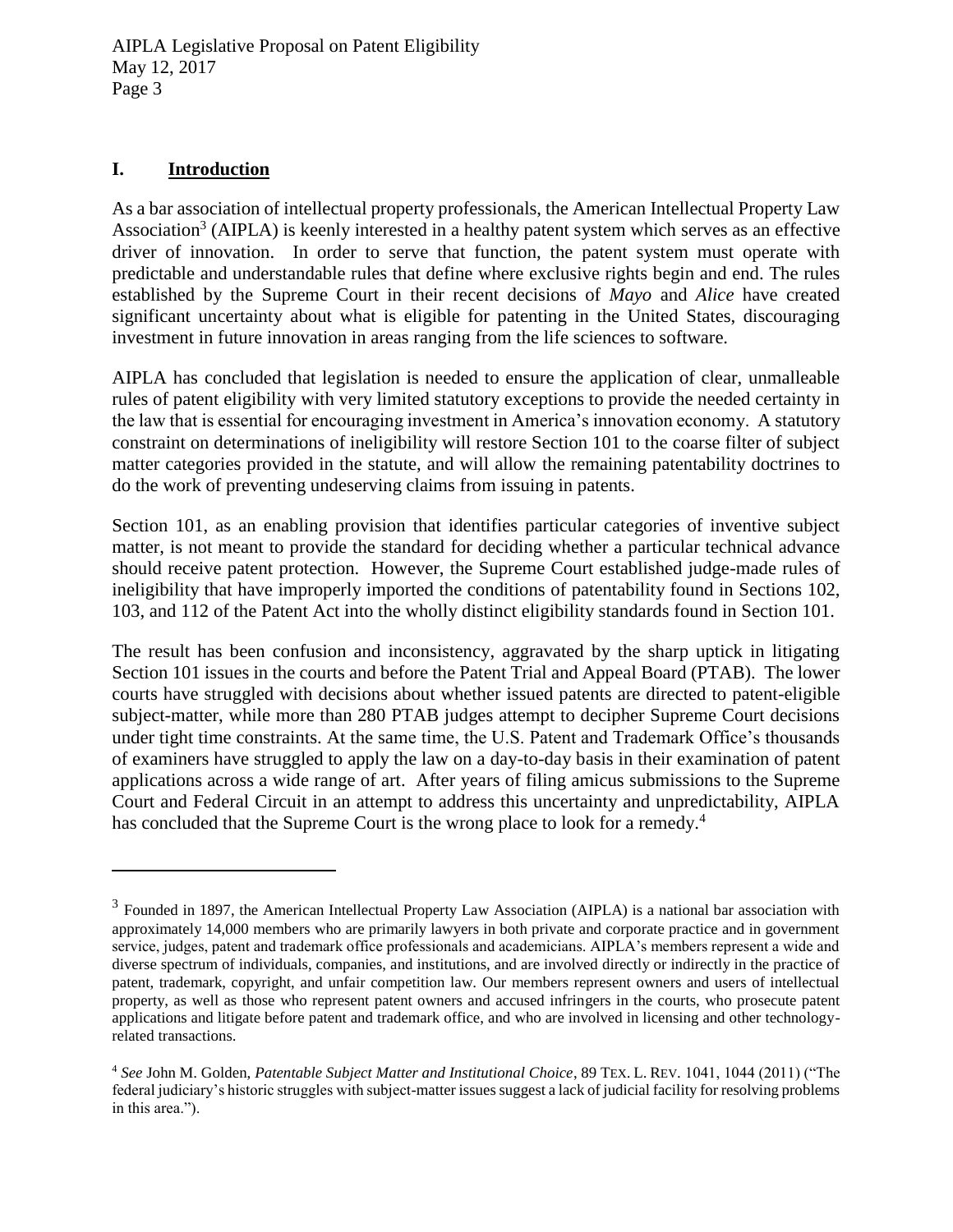## I. Introduction

As a bar association of intellectual property professionals, the American Intellectual Property Law Association[3] (AIPLA) is keenly interested in a healthy patent system which serves as an effective driver of innovation. In order to serve that function, the patent system must operate with predictable and understandable rules that define where exclusive rights begin and end. The rules established by the Supreme Court in their recent decisions of *Mayo* and *Alice* have created significant uncertainty about what is eligible for patenting in the United States, discouraging investment in future innovation in areas ranging from the life sciences to software.

AIPLA has concluded that legislation is needed to ensure the application of clear, unmalleable rules of patent eligibility with very limited statutory exceptions to provide the needed certainty in the law that is essential for encouraging investment in America's innovation economy. A statutory constraint on determinations of ineligibility will restore Section 101 to the coarse filter of subject matter categories provided in the statute, and will allow the remaining patentability doctrines to do the work of preventing undeserving claims from issuing in patents.

Section 101, as an enabling provision that identifies particular categories of inventive subject matter, is not meant to provide the standard for deciding whether a particular technical advance should receive patent protection. However, the Supreme Court established judge-made rules of ineligibility that have improperly imported the conditions of patentability found in Sections 102, 103, and 112 of the Patent Act into the wholly distinct eligibility standards found in Section 101.

The result has been confusion and inconsistency, aggravated by the sharp uptick in litigating Section 101 issues in the courts and before the Patent Trial and Appeal Board (PTAB). The lower courts have struggled with decisions about whether issued patents are directed to patent-eligible subject-matter, while more than 280 PTAB judges attempt to decipher Supreme Court decisions under tight time constraints. At the same time, the U.S. Patent and Trademark Office's thousands of examiners have struggled to apply the law on a day-to-day basis in their examination of patent applications across a wide range of art. After years of filing amicus submissions to the Supreme Court and Federal Circuit in an attempt to address this uncertainty and unpredictability, AIPLA has concluded that the Supreme Court is the wrong place to look for a remedy.[4]

---

[3] Founded in 1897, the American Intellectual Property Law Association (AIPLA) is a national bar association with approximately 14,000 members who are primarily lawyers in both private and corporate practice and in government service, judges, patent and trademark office professionals and academicians. AIPLA's members represent a wide and diverse spectrum of individuals, companies, and institutions, and are involved directly or indirectly in the practice of patent, trademark, copyright, and unfair competition law. Our members represent owners and users of intellectual property, as well as those who represent patent owners and accused infringers in the courts, who prosecute patent applications and litigate before patent and trademark office, and who are involved in licensing and other technology-related transactions.

[4] *See* John M. Golden, *Patentable Subject Matter and Institutional Choice*, 89 TEX. L. REV. 1041, 1044 (2011) ("The federal judiciary's historic struggles with subject-matter issues suggest a lack of judicial facility for resolving problems in this area.").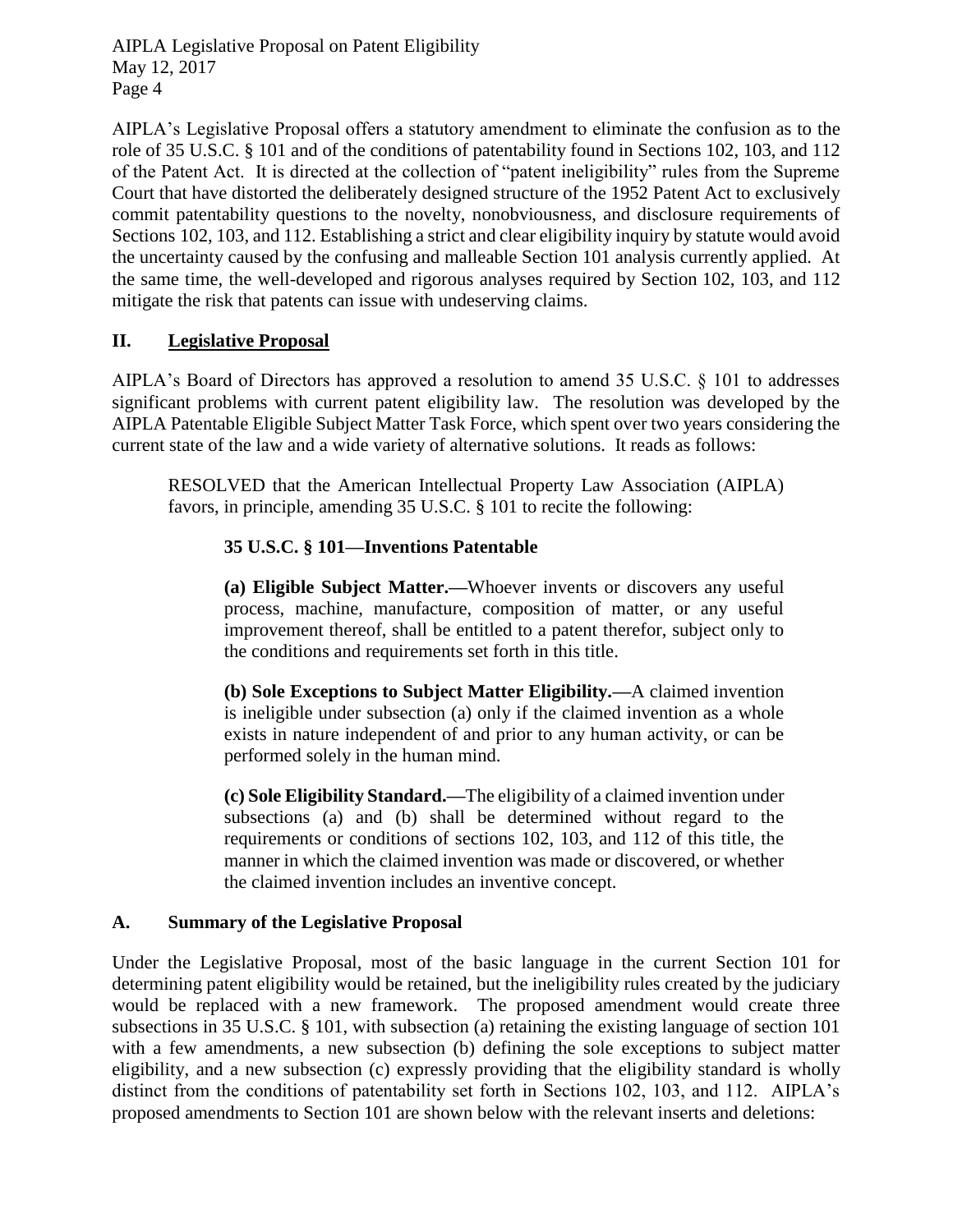AIPLA's Legislative Proposal offers a statutory amendment to eliminate the confusion as to the role of 35 U.S.C. § 101 and of the conditions of patentability found in Sections 102, 103, and 112 of the Patent Act. It is directed at the collection of "patent ineligibility" rules from the Supreme Court that have distorted the deliberately designed structure of the 1952 Patent Act to exclusively commit patentability questions to the novelty, nonobviousness, and disclosure requirements of Sections 102, 103, and 112. Establishing a strict and clear eligibility inquiry by statute would avoid the uncertainty caused by the confusing and malleable Section 101 analysis currently applied. At the same time, the well-developed and rigorous analyses required by Section 102, 103, and 112 mitigate the risk that patents can issue with undeserving claims.

## II. Legislative Proposal

AIPLA's Board of Directors has approved a resolution to amend 35 U.S.C. § 101 to addresses significant problems with current patent eligibility law. The resolution was developed by the AIPLA Patentable Eligible Subject Matter Task Force, which spent over two years considering the current state of the law and a wide variety of alternative solutions. It reads as follows:

> RESOLVED that the American Intellectual Property Law Association (AIPLA) favors, in principle, amending 35 U.S.C. § 101 to recite the following:
>
> **35 U.S.C. § 101—Inventions Patentable**
>
> **(a) Eligible Subject Matter.—**Whoever invents or discovers any useful process, machine, manufacture, composition of matter, or any useful improvement thereof, shall be entitled to a patent therefor, subject only to the conditions and requirements set forth in this title.
>
> **(b) Sole Exceptions to Subject Matter Eligibility.—**A claimed invention is ineligible under subsection (a) only if the claimed invention as a whole exists in nature independent of and prior to any human activity, or can be performed solely in the human mind.
>
> **(c) Sole Eligibility Standard.—**The eligibility of a claimed invention under subsections (a) and (b) shall be determined without regard to the requirements or conditions of sections 102, 103, and 112 of this title, the manner in which the claimed invention was made or discovered, or whether the claimed invention includes an inventive concept.

### A. Summary of the Legislative Proposal

Under the Legislative Proposal, most of the basic language in the current Section 101 for determining patent eligibility would be retained, but the ineligibility rules created by the judiciary would be replaced with a new framework. The proposed amendment would create three subsections in 35 U.S.C. § 101, with subsection (a) retaining the existing language of section 101 with a few amendments, a new subsection (b) defining the sole exceptions to subject matter eligibility, and a new subsection (c) expressly providing that the eligibility standard is wholly distinct from the conditions of patentability set forth in Sections 102, 103, and 112. AIPLA's proposed amendments to Section 101 are shown below with the relevant inserts and deletions: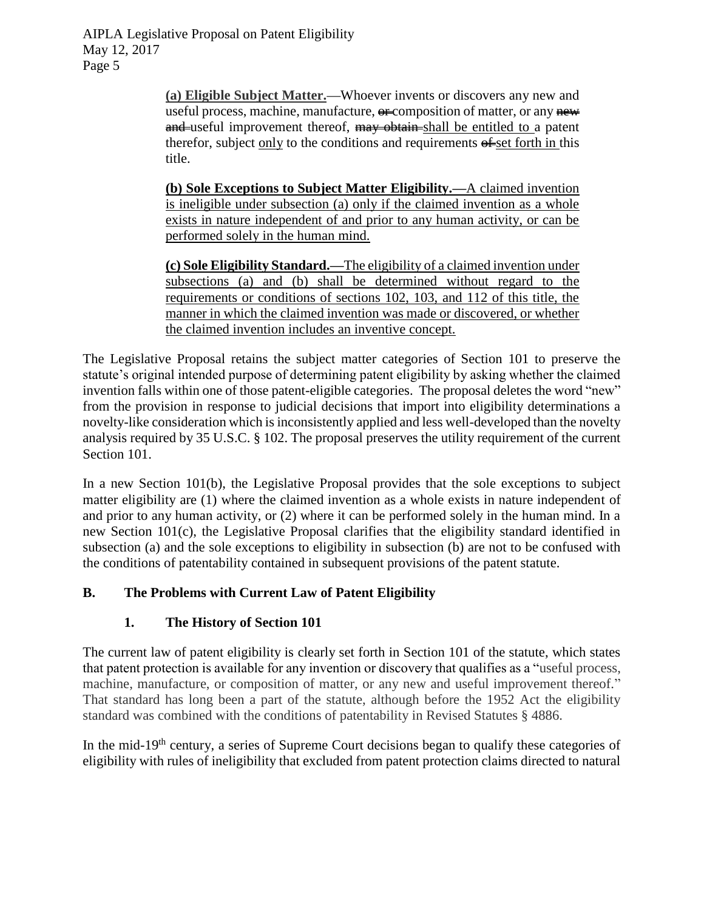> **<u>(a) Eligible Subject Matter.</u>**—Whoever invents or discovers any new and useful process, machine, manufacture, ~~or~~ composition of matter, or any ~~new and~~ useful improvement thereof, ~~may obtain~~ <u>shall be entitled to</u> a patent therefor, subject <u>only</u> to the conditions and requirements ~~of~~ <u>set forth in</u> this title.
>
> **<u>(b) Sole Exceptions to Subject Matter Eligibility.—</u>**<u>A claimed invention is ineligible under subsection (a) only if the claimed invention as a whole exists in nature independent of and prior to any human activity, or can be performed solely in the human mind.</u>
>
> **<u>(c) Sole Eligibility Standard.—</u>**<u>The eligibility of a claimed invention under subsections (a) and (b) shall be determined without regard to the requirements or conditions of sections 102, 103, and 112 of this title, the manner in which the claimed invention was made or discovered, or whether the claimed invention includes an inventive concept.</u>

The Legislative Proposal retains the subject matter categories of Section 101 to preserve the statute's original intended purpose of determining patent eligibility by asking whether the claimed invention falls within one of those patent-eligible categories. The proposal deletes the word "new" from the provision in response to judicial decisions that import into eligibility determinations a novelty-like consideration which is inconsistently applied and less well-developed than the novelty analysis required by 35 U.S.C. § 102. The proposal preserves the utility requirement of the current Section 101.

In a new Section 101(b), the Legislative Proposal provides that the sole exceptions to subject matter eligibility are (1) where the claimed invention as a whole exists in nature independent of and prior to any human activity, or (2) where it can be performed solely in the human mind. In a new Section 101(c), the Legislative Proposal clarifies that the eligibility standard identified in subsection (a) and the sole exceptions to eligibility in subsection (b) are not to be confused with the conditions of patentability contained in subsequent provisions of the patent statute.

## B. The Problems with Current Law of Patent Eligibility

### 1. The History of Section 101

The current law of patent eligibility is clearly set forth in Section 101 of the statute, which states that patent protection is available for any invention or discovery that qualifies as a "useful process, machine, manufacture, or composition of matter, or any new and useful improvement thereof." That standard has long been a part of the statute, although before the 1952 Act the eligibility standard was combined with the conditions of patentability in Revised Statutes § 4886.

In the mid-19th century, a series of Supreme Court decisions began to qualify these categories of eligibility with rules of ineligibility that excluded from patent protection claims directed to natural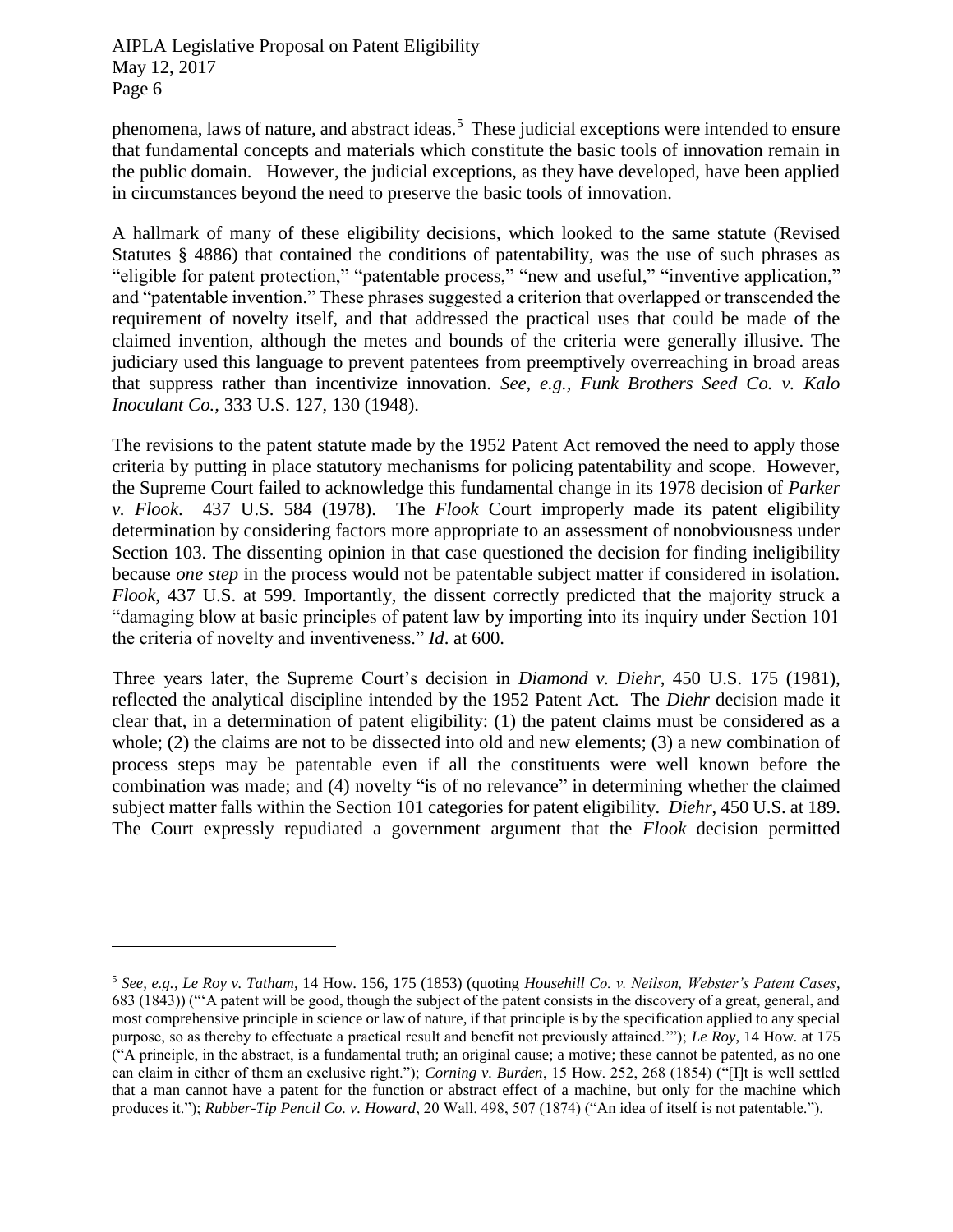phenomena, laws of nature, and abstract ideas.[5] These judicial exceptions were intended to ensure that fundamental concepts and materials which constitute the basic tools of innovation remain in the public domain. However, the judicial exceptions, as they have developed, have been applied in circumstances beyond the need to preserve the basic tools of innovation.

A hallmark of many of these eligibility decisions, which looked to the same statute (Revised Statutes § 4886) that contained the conditions of patentability, was the use of such phrases as "eligible for patent protection," "patentable process," "new and useful," "inventive application," and "patentable invention." These phrases suggested a criterion that overlapped or transcended the requirement of novelty itself, and that addressed the practical uses that could be made of the claimed invention, although the metes and bounds of the criteria were generally illusive. The judiciary used this language to prevent patentees from preemptively overreaching in broad areas that suppress rather than incentivize innovation. *See, e.g.*, *Funk Brothers Seed Co. v. Kalo Inoculant Co.*, 333 U.S. 127, 130 (1948).

The revisions to the patent statute made by the 1952 Patent Act removed the need to apply those criteria by putting in place statutory mechanisms for policing patentability and scope. However, the Supreme Court failed to acknowledge this fundamental change in its 1978 decision of *Parker v. Flook*. 437 U.S. 584 (1978). The *Flook* Court improperly made its patent eligibility determination by considering factors more appropriate to an assessment of nonobviousness under Section 103. The dissenting opinion in that case questioned the decision for finding ineligibility because *one step* in the process would not be patentable subject matter if considered in isolation. *Flook*, 437 U.S. at 599. Importantly, the dissent correctly predicted that the majority struck a "damaging blow at basic principles of patent law by importing into its inquiry under Section 101 the criteria of novelty and inventiveness." *Id*. at 600.

Three years later, the Supreme Court's decision in *Diamond v. Diehr*, 450 U.S. 175 (1981), reflected the analytical discipline intended by the 1952 Patent Act. The *Diehr* decision made it clear that, in a determination of patent eligibility: (1) the patent claims must be considered as a whole; (2) the claims are not to be dissected into old and new elements; (3) a new combination of process steps may be patentable even if all the constituents were well known before the combination was made; and (4) novelty "is of no relevance" in determining whether the claimed subject matter falls within the Section 101 categories for patent eligibility. *Diehr*, 450 U.S. at 189. The Court expressly repudiated a government argument that the *Flook* decision permitted

---

[5] *See, e.g.*, *Le Roy v. Tatham*, 14 How. 156, 175 (1853) (quoting *Househill Co. v. Neilson, Webster's Patent Cases*, 683 (1843)) ("'A patent will be good, though the subject of the patent consists in the discovery of a great, general, and most comprehensive principle in science or law of nature, if that principle is by the specification applied to any special purpose, so as thereby to effectuate a practical result and benefit not previously attained.'"); *Le Roy*, 14 How. at 175 ("A principle, in the abstract, is a fundamental truth; an original cause; a motive; these cannot be patented, as no one can claim in either of them an exclusive right."); *Corning v. Burden*, 15 How. 252, 268 (1854) ("[I]t is well settled that a man cannot have a patent for the function or abstract effect of a machine, but only for the machine which produces it."); *Rubber-Tip Pencil Co. v. Howard*, 20 Wall. 498, 507 (1874) ("An idea of itself is not patentable.").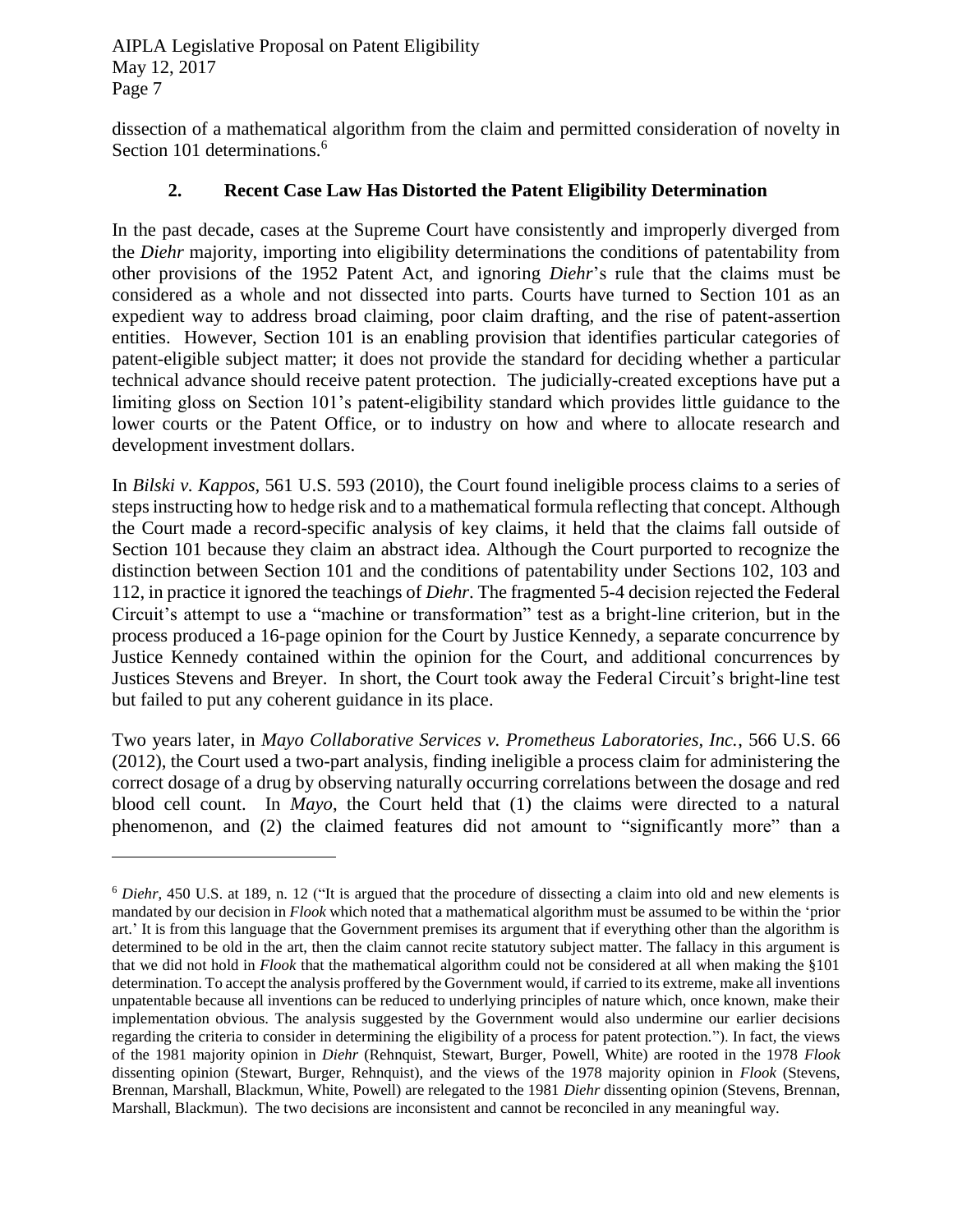dissection of a mathematical algorithm from the claim and permitted consideration of novelty in Section 101 determinations.[6]

### 2. Recent Case Law Has Distorted the Patent Eligibility Determination

In the past decade, cases at the Supreme Court have consistently and improperly diverged from the *Diehr* majority, importing into eligibility determinations the conditions of patentability from other provisions of the 1952 Patent Act, and ignoring *Diehr*'s rule that the claims must be considered as a whole and not dissected into parts. Courts have turned to Section 101 as an expedient way to address broad claiming, poor claim drafting, and the rise of patent-assertion entities. However, Section 101 is an enabling provision that identifies particular categories of patent-eligible subject matter; it does not provide the standard for deciding whether a particular technical advance should receive patent protection. The judicially-created exceptions have put a limiting gloss on Section 101's patent-eligibility standard which provides little guidance to the lower courts or the Patent Office, or to industry on how and where to allocate research and development investment dollars.

In *Bilski v. Kappos*, 561 U.S. 593 (2010), the Court found ineligible process claims to a series of steps instructing how to hedge risk and to a mathematical formula reflecting that concept. Although the Court made a record-specific analysis of key claims, it held that the claims fall outside of Section 101 because they claim an abstract idea. Although the Court purported to recognize the distinction between Section 101 and the conditions of patentability under Sections 102, 103 and 112, in practice it ignored the teachings of *Diehr*. The fragmented 5-4 decision rejected the Federal Circuit's attempt to use a "machine or transformation" test as a bright-line criterion, but in the process produced a 16-page opinion for the Court by Justice Kennedy, a separate concurrence by Justice Kennedy contained within the opinion for the Court, and additional concurrences by Justices Stevens and Breyer. In short, the Court took away the Federal Circuit's bright-line test but failed to put any coherent guidance in its place.

Two years later, in *Mayo Collaborative Services v. Prometheus Laboratories, Inc.*, 566 U.S. 66 (2012), the Court used a two-part analysis, finding ineligible a process claim for administering the correct dosage of a drug by observing naturally occurring correlations between the dosage and red blood cell count. In *Mayo*, the Court held that (1) the claims were directed to a natural phenomenon, and (2) the claimed features did not amount to "significantly more" than a

---

[6] *Diehr*, 450 U.S. at 189, n. 12 ("It is argued that the procedure of dissecting a claim into old and new elements is mandated by our decision in *Flook* which noted that a mathematical algorithm must be assumed to be within the 'prior art.' It is from this language that the Government premises its argument that if everything other than the algorithm is determined to be old in the art, then the claim cannot recite statutory subject matter. The fallacy in this argument is that we did not hold in *Flook* that the mathematical algorithm could not be considered at all when making the §101 determination. To accept the analysis proffered by the Government would, if carried to its extreme, make all inventions unpatentable because all inventions can be reduced to underlying principles of nature which, once known, make their implementation obvious. The analysis suggested by the Government would also undermine our earlier decisions regarding the criteria to consider in determining the eligibility of a process for patent protection."). In fact, the views of the 1981 majority opinion in *Diehr* (Rehnquist, Stewart, Burger, Powell, White) are rooted in the 1978 *Flook* dissenting opinion (Stewart, Burger, Rehnquist), and the views of the 1978 majority opinion in *Flook* (Stevens, Brennan, Marshall, Blackmun, White, Powell) are relegated to the 1981 *Diehr* dissenting opinion (Stevens, Brennan, Marshall, Blackmun). The two decisions are inconsistent and cannot be reconciled in any meaningful way.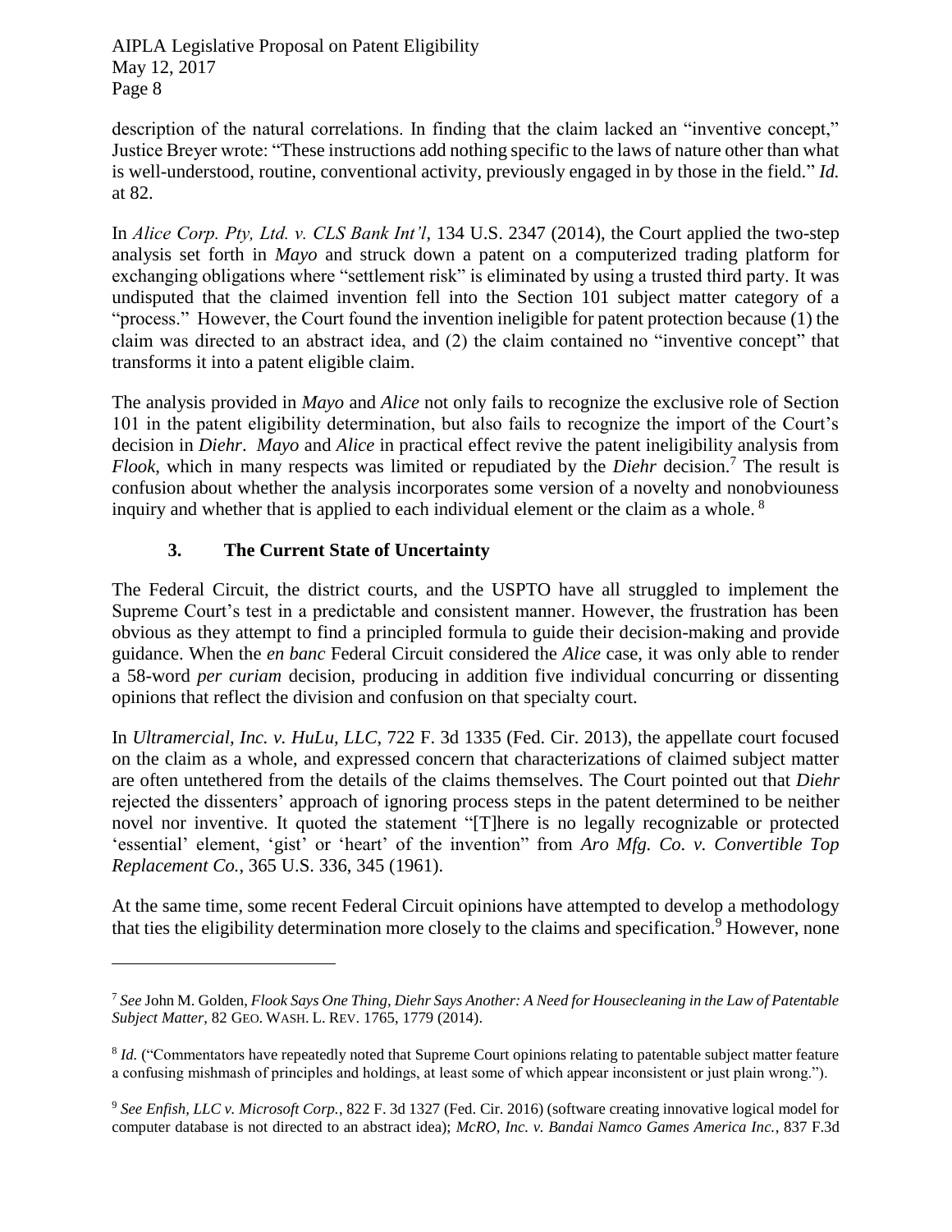description of the natural correlations. In finding that the claim lacked an "inventive concept," Justice Breyer wrote: "These instructions add nothing specific to the laws of nature other than what is well-understood, routine, conventional activity, previously engaged in by those in the field." *Id.* at 82.

In *Alice Corp. Pty, Ltd. v. CLS Bank Int'l*, 134 U.S. 2347 (2014), the Court applied the two-step analysis set forth in *Mayo* and struck down a patent on a computerized trading platform for exchanging obligations where "settlement risk" is eliminated by using a trusted third party. It was undisputed that the claimed invention fell into the Section 101 subject matter category of a "process." However, the Court found the invention ineligible for patent protection because (1) the claim was directed to an abstract idea, and (2) the claim contained no "inventive concept" that transforms it into a patent eligible claim.

The analysis provided in *Mayo* and *Alice* not only fails to recognize the exclusive role of Section 101 in the patent eligibility determination, but also fails to recognize the import of the Court's decision in *Diehr*. *Mayo* and *Alice* in practical effect revive the patent ineligibility analysis from *Flook*, which in many respects was limited or repudiated by the *Diehr* decision.[7] The result is confusion about whether the analysis incorporates some version of a novelty and nonobviouness inquiry and whether that is applied to each individual element or the claim as a whole.[8]

### 3. The Current State of Uncertainty

The Federal Circuit, the district courts, and the USPTO have all struggled to implement the Supreme Court's test in a predictable and consistent manner. However, the frustration has been obvious as they attempt to find a principled formula to guide their decision-making and provide guidance. When the *en banc* Federal Circuit considered the *Alice* case, it was only able to render a 58-word *per curiam* decision, producing in addition five individual concurring or dissenting opinions that reflect the division and confusion on that specialty court.

In *Ultramercial, Inc. v. HuLu, LLC*, 722 F. 3d 1335 (Fed. Cir. 2013), the appellate court focused on the claim as a whole, and expressed concern that characterizations of claimed subject matter are often untethered from the details of the claims themselves. The Court pointed out that *Diehr* rejected the dissenters' approach of ignoring process steps in the patent determined to be neither novel nor inventive. It quoted the statement "[T]here is no legally recognizable or protected 'essential' element, 'gist' or 'heart' of the invention" from *Aro Mfg. Co. v. Convertible Top Replacement Co.*, 365 U.S. 336, 345 (1961).

At the same time, some recent Federal Circuit opinions have attempted to develop a methodology that ties the eligibility determination more closely to the claims and specification.[9] However, none

---

[7] *See* John M. Golden, *Flook Says One Thing, Diehr Says Another: A Need for Housecleaning in the Law of Patentable Subject Matter*, 82 GEO. WASH. L. REV. 1765, 1779 (2014).

[8] *Id.* ("Commentators have repeatedly noted that Supreme Court opinions relating to patentable subject matter feature a confusing mishmash of principles and holdings, at least some of which appear inconsistent or just plain wrong.").

[9] *See Enfish, LLC v. Microsoft Corp.*, 822 F. 3d 1327 (Fed. Cir. 2016) (software creating innovative logical model for computer database is not directed to an abstract idea); *McRO, Inc. v. Bandai Namco Games America Inc.*, 837 F.3d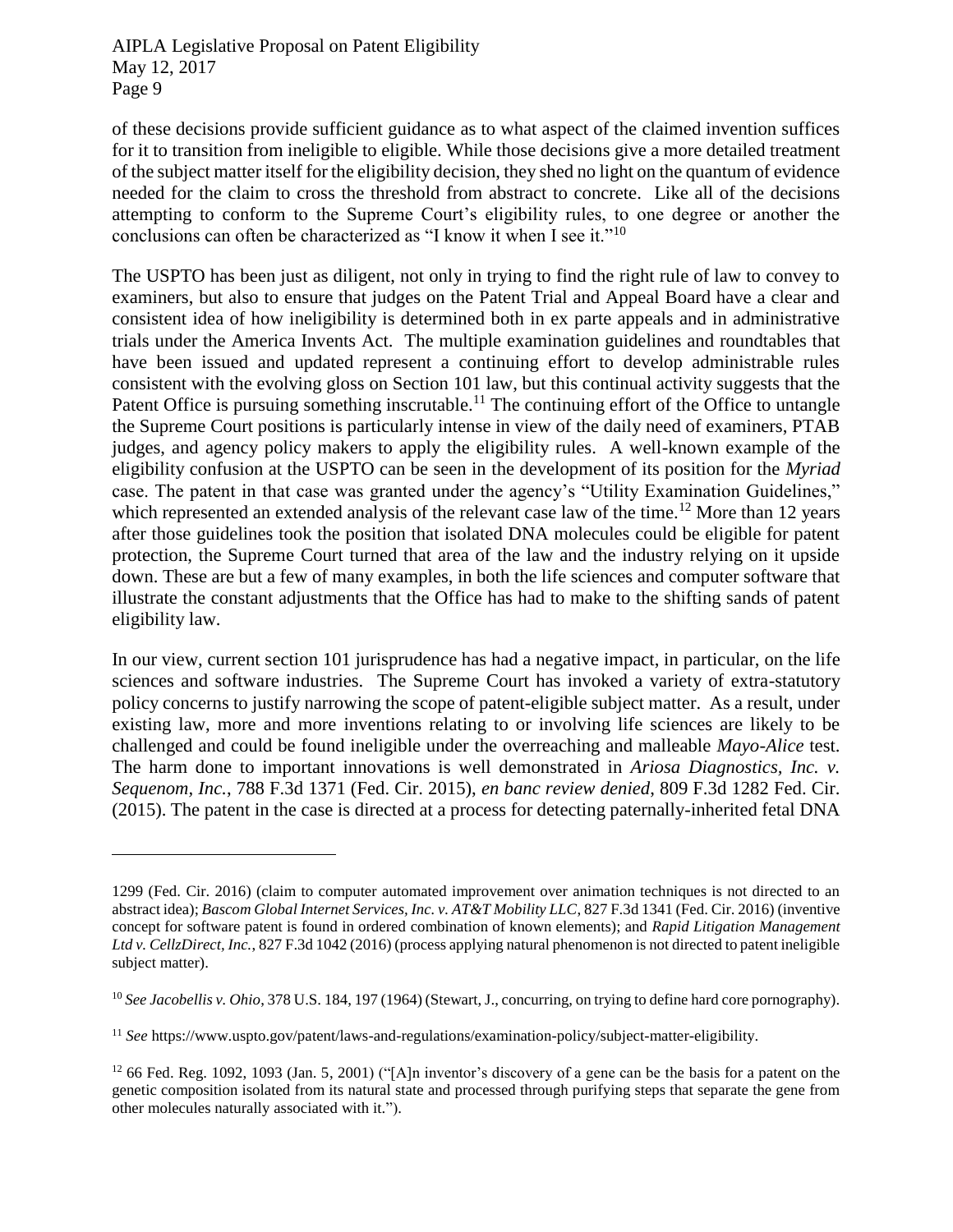of these decisions provide sufficient guidance as to what aspect of the claimed invention suffices for it to transition from ineligible to eligible. While those decisions give a more detailed treatment of the subject matter itself for the eligibility decision, they shed no light on the quantum of evidence needed for the claim to cross the threshold from abstract to concrete. Like all of the decisions attempting to conform to the Supreme Court's eligibility rules, to one degree or another the conclusions can often be characterized as "I know it when I see it."[10]

The USPTO has been just as diligent, not only in trying to find the right rule of law to convey to examiners, but also to ensure that judges on the Patent Trial and Appeal Board have a clear and consistent idea of how ineligibility is determined both in ex parte appeals and in administrative trials under the America Invents Act. The multiple examination guidelines and roundtables that have been issued and updated represent a continuing effort to develop administrable rules consistent with the evolving gloss on Section 101 law, but this continual activity suggests that the Patent Office is pursuing something inscrutable.[11] The continuing effort of the Office to untangle the Supreme Court positions is particularly intense in view of the daily need of examiners, PTAB judges, and agency policy makers to apply the eligibility rules. A well-known example of the eligibility confusion at the USPTO can be seen in the development of its position for the *Myriad* case. The patent in that case was granted under the agency's "Utility Examination Guidelines," which represented an extended analysis of the relevant case law of the time.[12] More than 12 years after those guidelines took the position that isolated DNA molecules could be eligible for patent protection, the Supreme Court turned that area of the law and the industry relying on it upside down. These are but a few of many examples, in both the life sciences and computer software that illustrate the constant adjustments that the Office has had to make to the shifting sands of patent eligibility law.

In our view, current section 101 jurisprudence has had a negative impact, in particular, on the life sciences and software industries. The Supreme Court has invoked a variety of extra-statutory policy concerns to justify narrowing the scope of patent-eligible subject matter. As a result, under existing law, more and more inventions relating to or involving life sciences are likely to be challenged and could be found ineligible under the overreaching and malleable *Mayo-Alice* test. The harm done to important innovations is well demonstrated in *Ariosa Diagnostics, Inc. v. Sequenom, Inc.*, 788 F.3d 1371 (Fed. Cir. 2015), *en banc review denied*, 809 F.3d 1282 Fed. Cir. (2015). The patent in the case is directed at a process for detecting paternally-inherited fetal DNA

---

1299 (Fed. Cir. 2016) (claim to computer automated improvement over animation techniques is not directed to an abstract idea); *Bascom Global Internet Services, Inc. v. AT&T Mobility LLC*, 827 F.3d 1341 (Fed. Cir. 2016) (inventive concept for software patent is found in ordered combination of known elements); and *Rapid Litigation Management Ltd v. CellzDirect, Inc.*, 827 F.3d 1042 (2016) (process applying natural phenomenon is not directed to patent ineligible subject matter).

[10] *See Jacobellis v. Ohio*, 378 U.S. 184, 197 (1964) (Stewart, J., concurring, on trying to define hard core pornography).

[11] *See* https://www.uspto.gov/patent/laws-and-regulations/examination-policy/subject-matter-eligibility.

[12] 66 Fed. Reg. 1092, 1093 (Jan. 5, 2001) ("[A]n inventor's discovery of a gene can be the basis for a patent on the genetic composition isolated from its natural state and processed through purifying steps that separate the gene from other molecules naturally associated with it.").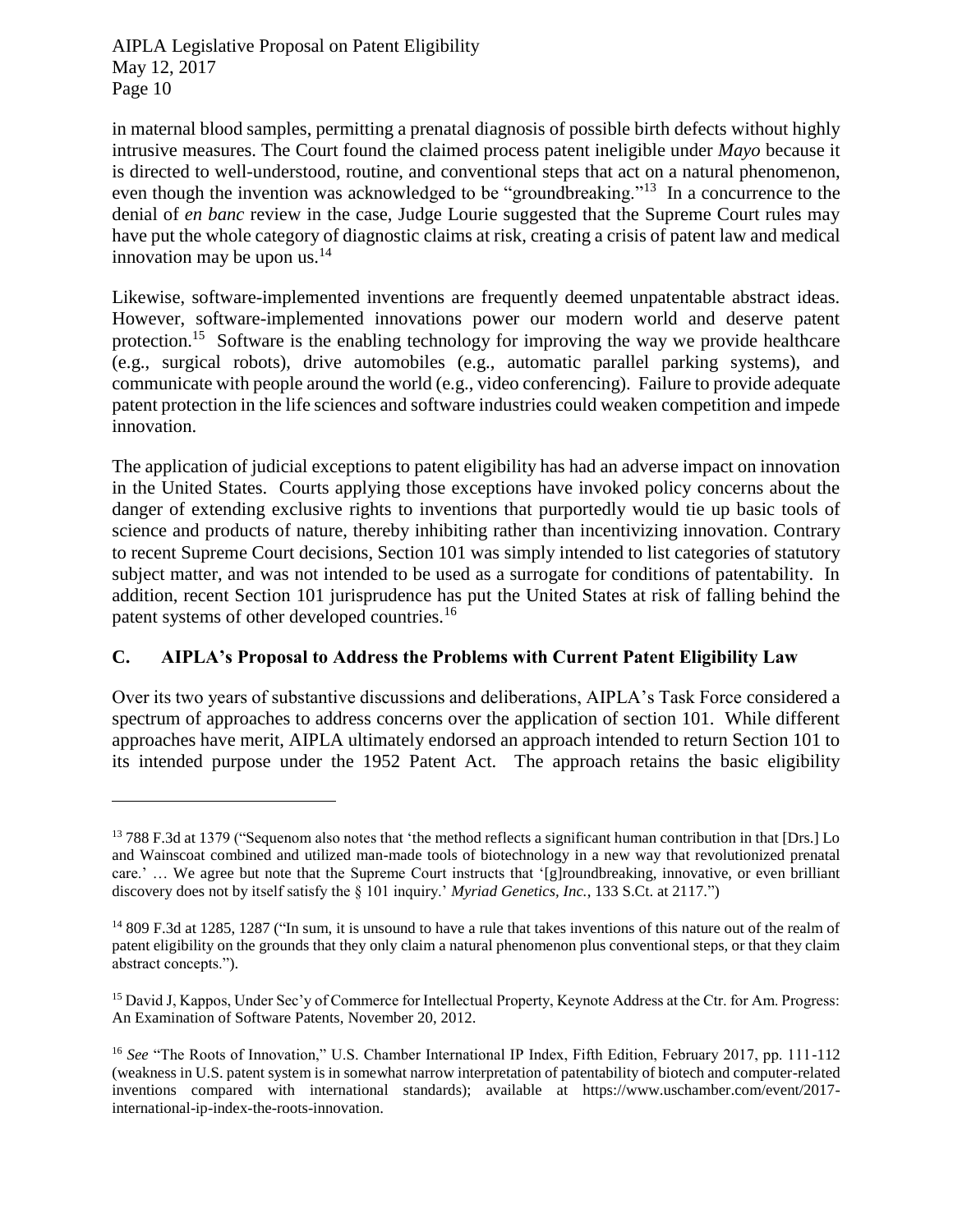in maternal blood samples, permitting a prenatal diagnosis of possible birth defects without highly intrusive measures. The Court found the claimed process patent ineligible under *Mayo* because it is directed to well-understood, routine, and conventional steps that act on a natural phenomenon, even though the invention was acknowledged to be "groundbreaking."[13] In a concurrence to the denial of *en banc* review in the case, Judge Lourie suggested that the Supreme Court rules may have put the whole category of diagnostic claims at risk, creating a crisis of patent law and medical innovation may be upon us.[14]

Likewise, software-implemented inventions are frequently deemed unpatentable abstract ideas. However, software-implemented innovations power our modern world and deserve patent protection.[15] Software is the enabling technology for improving the way we provide healthcare (e.g., surgical robots), drive automobiles (e.g., automatic parallel parking systems), and communicate with people around the world (e.g., video conferencing). Failure to provide adequate patent protection in the life sciences and software industries could weaken competition and impede innovation.

The application of judicial exceptions to patent eligibility has had an adverse impact on innovation in the United States. Courts applying those exceptions have invoked policy concerns about the danger of extending exclusive rights to inventions that purportedly would tie up basic tools of science and products of nature, thereby inhibiting rather than incentivizing innovation. Contrary to recent Supreme Court decisions, Section 101 was simply intended to list categories of statutory subject matter, and was not intended to be used as a surrogate for conditions of patentability. In addition, recent Section 101 jurisprudence has put the United States at risk of falling behind the patent systems of other developed countries.[16]

### C. AIPLA's Proposal to Address the Problems with Current Patent Eligibility Law

Over its two years of substantive discussions and deliberations, AIPLA's Task Force considered a spectrum of approaches to address concerns over the application of section 101. While different approaches have merit, AIPLA ultimately endorsed an approach intended to return Section 101 to its intended purpose under the 1952 Patent Act. The approach retains the basic eligibility

---

[13] 788 F.3d at 1379 ("Sequenom also notes that 'the method reflects a significant human contribution in that [Drs.] Lo and Wainscoat combined and utilized man-made tools of biotechnology in a new way that revolutionized prenatal care.' … We agree but note that the Supreme Court instructs that '[g]roundbreaking, innovative, or even brilliant discovery does not by itself satisfy the § 101 inquiry.' *Myriad Genetics, Inc.*, 133 S.Ct. at 2117.")

[14] 809 F.3d at 1285, 1287 ("In sum, it is unsound to have a rule that takes inventions of this nature out of the realm of patent eligibility on the grounds that they only claim a natural phenomenon plus conventional steps, or that they claim abstract concepts.").

[15] David J, Kappos, Under Sec'y of Commerce for Intellectual Property, Keynote Address at the Ctr. for Am. Progress: An Examination of Software Patents, November 20, 2012.

[16] *See* "The Roots of Innovation," U.S. Chamber International IP Index, Fifth Edition, February 2017, pp. 111-112 (weakness in U.S. patent system is in somewhat narrow interpretation of patentability of biotech and computer-related inventions compared with international standards); available at https://www.uschamber.com/event/2017-international-ip-index-the-roots-innovation.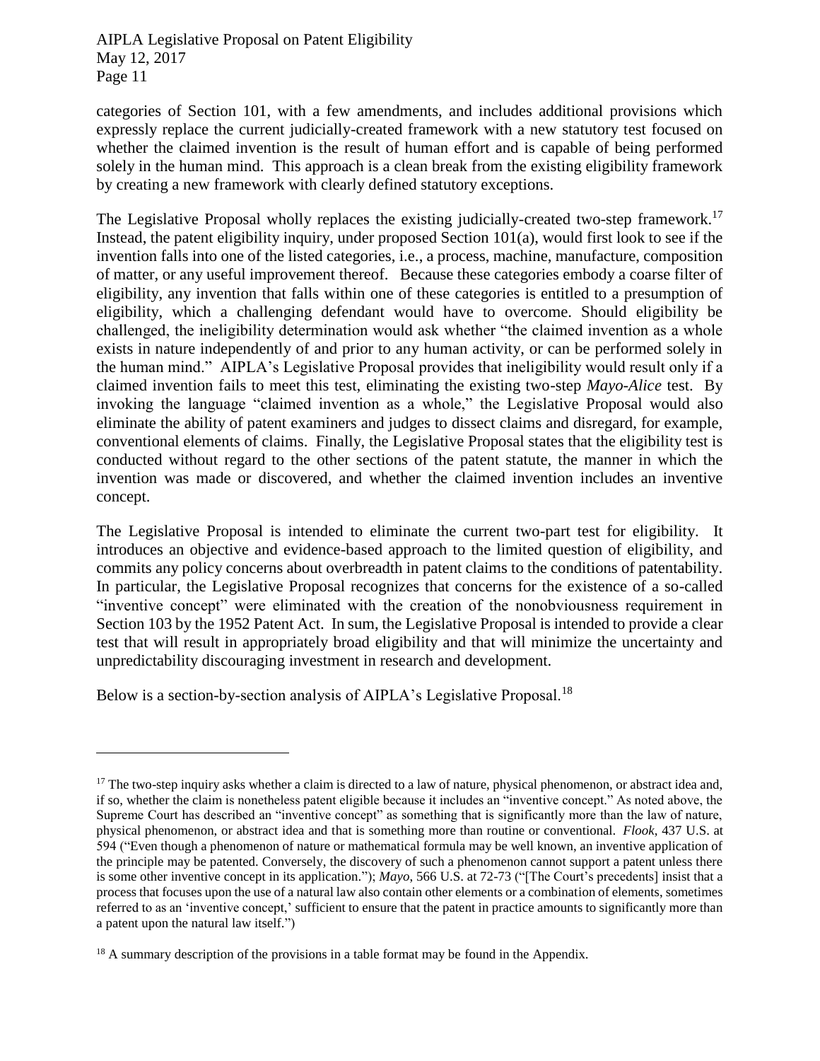categories of Section 101, with a few amendments, and includes additional provisions which expressly replace the current judicially-created framework with a new statutory test focused on whether the claimed invention is the result of human effort and is capable of being performed solely in the human mind. This approach is a clean break from the existing eligibility framework by creating a new framework with clearly defined statutory exceptions.

The Legislative Proposal wholly replaces the existing judicially-created two-step framework.[17] Instead, the patent eligibility inquiry, under proposed Section 101(a), would first look to see if the invention falls into one of the listed categories, i.e., a process, machine, manufacture, composition of matter, or any useful improvement thereof. Because these categories embody a coarse filter of eligibility, any invention that falls within one of these categories is entitled to a presumption of eligibility, which a challenging defendant would have to overcome. Should eligibility be challenged, the ineligibility determination would ask whether "the claimed invention as a whole exists in nature independently of and prior to any human activity, or can be performed solely in the human mind." AIPLA's Legislative Proposal provides that ineligibility would result only if a claimed invention fails to meet this test, eliminating the existing two-step *Mayo-Alice* test. By invoking the language "claimed invention as a whole," the Legislative Proposal would also eliminate the ability of patent examiners and judges to dissect claims and disregard, for example, conventional elements of claims. Finally, the Legislative Proposal states that the eligibility test is conducted without regard to the other sections of the patent statute, the manner in which the invention was made or discovered, and whether the claimed invention includes an inventive concept.

The Legislative Proposal is intended to eliminate the current two-part test for eligibility. It introduces an objective and evidence-based approach to the limited question of eligibility, and commits any policy concerns about overbreadth in patent claims to the conditions of patentability. In particular, the Legislative Proposal recognizes that concerns for the existence of a so-called "inventive concept" were eliminated with the creation of the nonobviousness requirement in Section 103 by the 1952 Patent Act. In sum, the Legislative Proposal is intended to provide a clear test that will result in appropriately broad eligibility and that will minimize the uncertainty and unpredictability discouraging investment in research and development.

Below is a section-by-section analysis of AIPLA's Legislative Proposal.[18]

---

[17] The two-step inquiry asks whether a claim is directed to a law of nature, physical phenomenon, or abstract idea and, if so, whether the claim is nonetheless patent eligible because it includes an "inventive concept." As noted above, the Supreme Court has described an "inventive concept" as something that is significantly more than the law of nature, physical phenomenon, or abstract idea and that is something more than routine or conventional. *Flook*, 437 U.S. at 594 ("Even though a phenomenon of nature or mathematical formula may be well known, an inventive application of the principle may be patented. Conversely, the discovery of such a phenomenon cannot support a patent unless there is some other inventive concept in its application."); *Mayo*, 566 U.S. at 72-73 ("[The Court's precedents] insist that a process that focuses upon the use of a natural law also contain other elements or a combination of elements, sometimes referred to as an 'inventive concept,' sufficient to ensure that the patent in practice amounts to significantly more than a patent upon the natural law itself.")

[18] A summary description of the provisions in a table format may be found in the Appendix.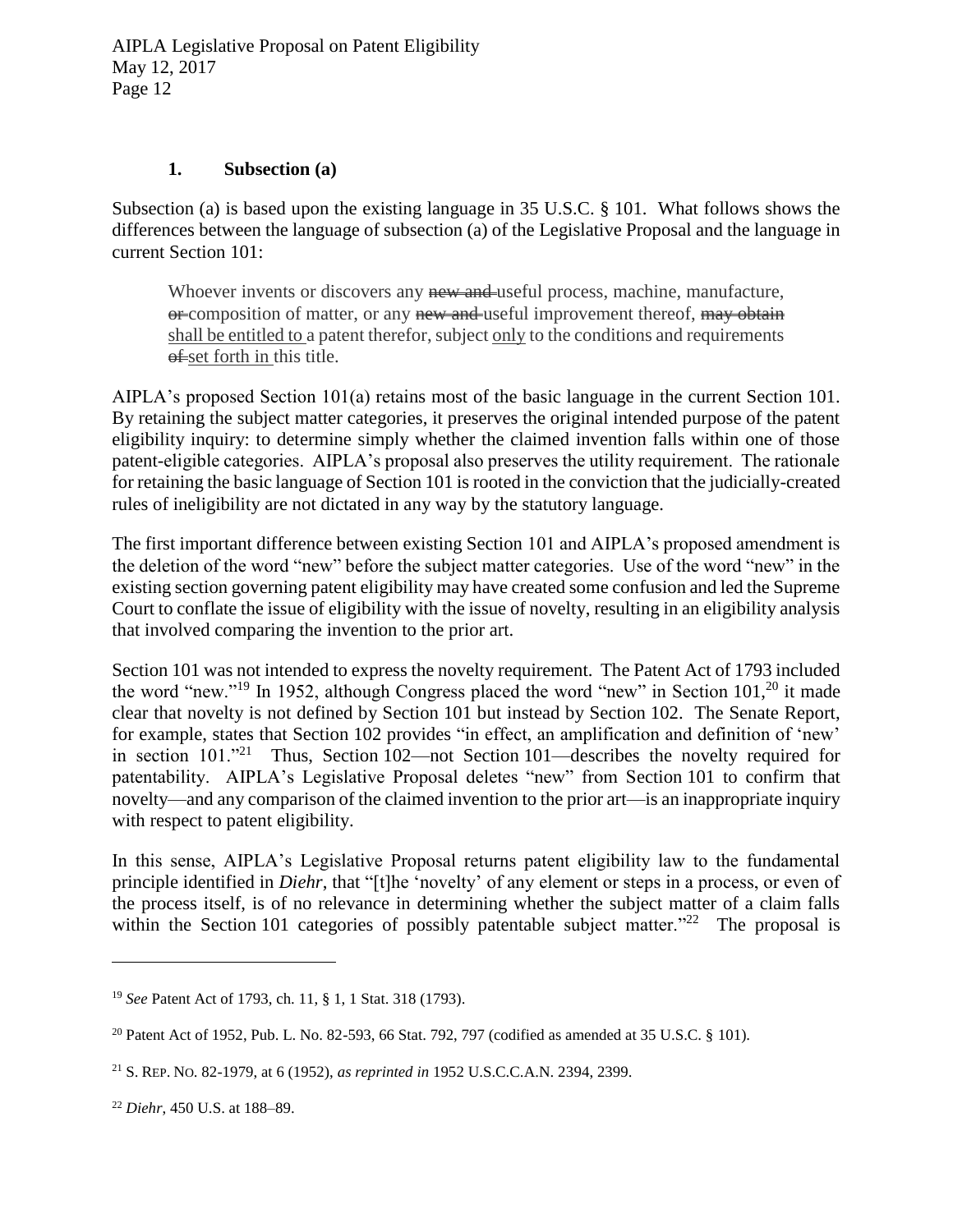### 1. Subsection (a)

Subsection (a) is based upon the existing language in 35 U.S.C. § 101. What follows shows the differences between the language of subsection (a) of the Legislative Proposal and the language in current Section 101:

> Whoever invents or discovers any ~~new and~~ useful process, machine, manufacture, ~~or~~ composition of matter, or any ~~new and~~ useful improvement thereof, ~~may obtain~~ <u>shall be entitled to</u> a patent therefor, subject <u>only</u> to the conditions and requirements ~~of~~ <u>set forth in</u> this title.

AIPLA's proposed Section 101(a) retains most of the basic language in the current Section 101. By retaining the subject matter categories, it preserves the original intended purpose of the patent eligibility inquiry: to determine simply whether the claimed invention falls within one of those patent-eligible categories. AIPLA's proposal also preserves the utility requirement. The rationale for retaining the basic language of Section 101 is rooted in the conviction that the judicially-created rules of ineligibility are not dictated in any way by the statutory language.

The first important difference between existing Section 101 and AIPLA's proposed amendment is the deletion of the word "new" before the subject matter categories. Use of the word "new" in the existing section governing patent eligibility may have created some confusion and led the Supreme Court to conflate the issue of eligibility with the issue of novelty, resulting in an eligibility analysis that involved comparing the invention to the prior art.

Section 101 was not intended to express the novelty requirement. The Patent Act of 1793 included the word "new."[19] In 1952, although Congress placed the word "new" in Section 101,[20] it made clear that novelty is not defined by Section 101 but instead by Section 102. The Senate Report, for example, states that Section 102 provides "in effect, an amplification and definition of 'new' in section 101."[21] Thus, Section 102—not Section 101—describes the novelty required for patentability. AIPLA's Legislative Proposal deletes "new" from Section 101 to confirm that novelty—and any comparison of the claimed invention to the prior art—is an inappropriate inquiry with respect to patent eligibility.

In this sense, AIPLA's Legislative Proposal returns patent eligibility law to the fundamental principle identified in *Diehr*, that "[t]he 'novelty' of any element or steps in a process, or even of the process itself, is of no relevance in determining whether the subject matter of a claim falls within the Section 101 categories of possibly patentable subject matter."[22] The proposal is

---

[19] *See* Patent Act of 1793, ch. 11, § 1, 1 Stat. 318 (1793).

[20] Patent Act of 1952, Pub. L. No. 82-593, 66 Stat. 792, 797 (codified as amended at 35 U.S.C. § 101).

[21] S. REP. NO. 82-1979, at 6 (1952), *as reprinted in* 1952 U.S.C.C.A.N. 2394, 2399.

[22] *Diehr*, 450 U.S. at 188–89.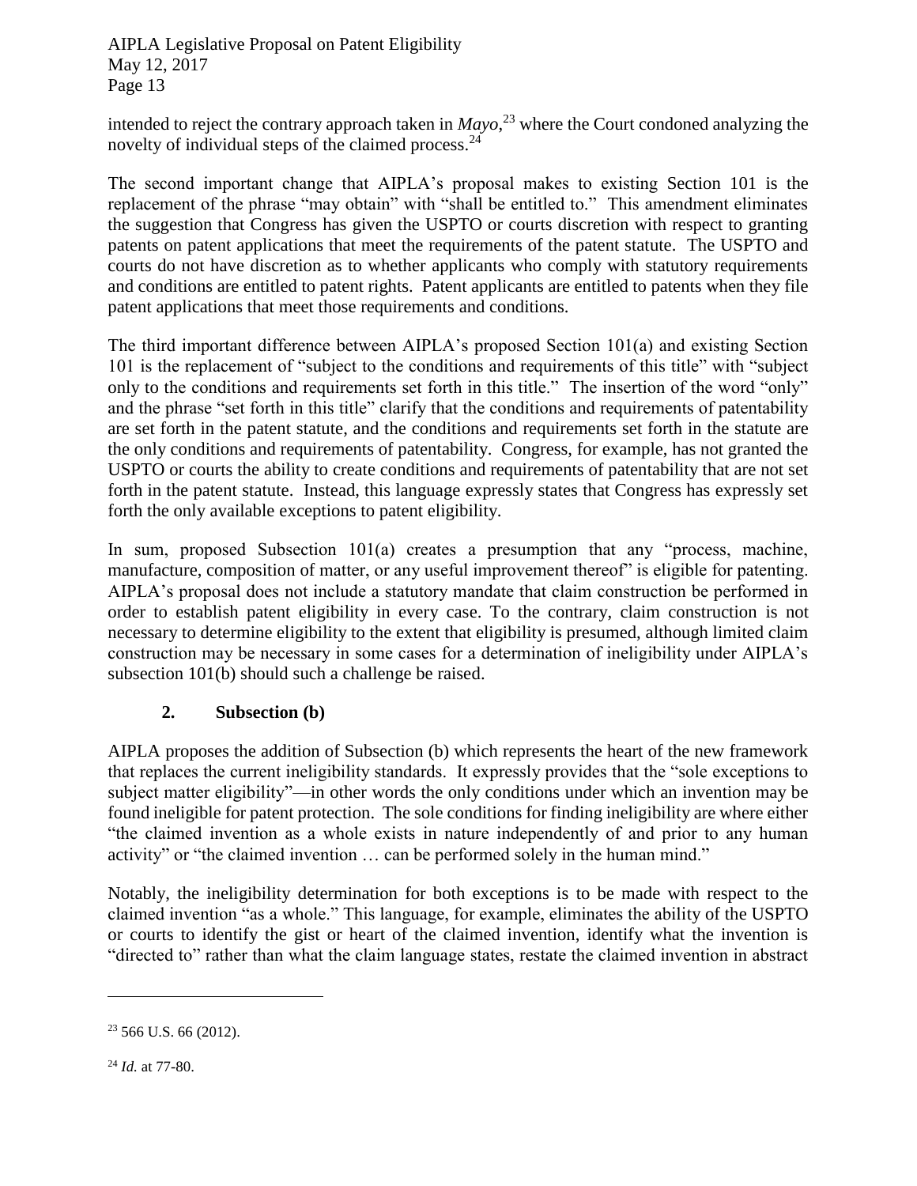intended to reject the contrary approach taken in *Mayo*,[23] where the Court condoned analyzing the novelty of individual steps of the claimed process.[24]

The second important change that AIPLA's proposal makes to existing Section 101 is the replacement of the phrase "may obtain" with "shall be entitled to." This amendment eliminates the suggestion that Congress has given the USPTO or courts discretion with respect to granting patents on patent applications that meet the requirements of the patent statute. The USPTO and courts do not have discretion as to whether applicants who comply with statutory requirements and conditions are entitled to patent rights. Patent applicants are entitled to patents when they file patent applications that meet those requirements and conditions.

The third important difference between AIPLA's proposed Section 101(a) and existing Section 101 is the replacement of "subject to the conditions and requirements of this title" with "subject only to the conditions and requirements set forth in this title." The insertion of the word "only" and the phrase "set forth in this title" clarify that the conditions and requirements of patentability are set forth in the patent statute, and the conditions and requirements set forth in the statute are the only conditions and requirements of patentability. Congress, for example, has not granted the USPTO or courts the ability to create conditions and requirements of patentability that are not set forth in the patent statute. Instead, this language expressly states that Congress has expressly set forth the only available exceptions to patent eligibility.

In sum, proposed Subsection 101(a) creates a presumption that any "process, machine, manufacture, composition of matter, or any useful improvement thereof" is eligible for patenting. AIPLA's proposal does not include a statutory mandate that claim construction be performed in order to establish patent eligibility in every case. To the contrary, claim construction is not necessary to determine eligibility to the extent that eligibility is presumed, although limited claim construction may be necessary in some cases for a determination of ineligibility under AIPLA's subsection 101(b) should such a challenge be raised.

### 2. Subsection (b)

AIPLA proposes the addition of Subsection (b) which represents the heart of the new framework that replaces the current ineligibility standards. It expressly provides that the "sole exceptions to subject matter eligibility"—in other words the only conditions under which an invention may be found ineligible for patent protection. The sole conditions for finding ineligibility are where either "the claimed invention as a whole exists in nature independently of and prior to any human activity" or "the claimed invention … can be performed solely in the human mind."

Notably, the ineligibility determination for both exceptions is to be made with respect to the claimed invention "as a whole." This language, for example, eliminates the ability of the USPTO or courts to identify the gist or heart of the claimed invention, identify what the invention is "directed to" rather than what the claim language states, restate the claimed invention in abstract

---

[23] 566 U.S. 66 (2012).

[24] *Id.* at 77-80.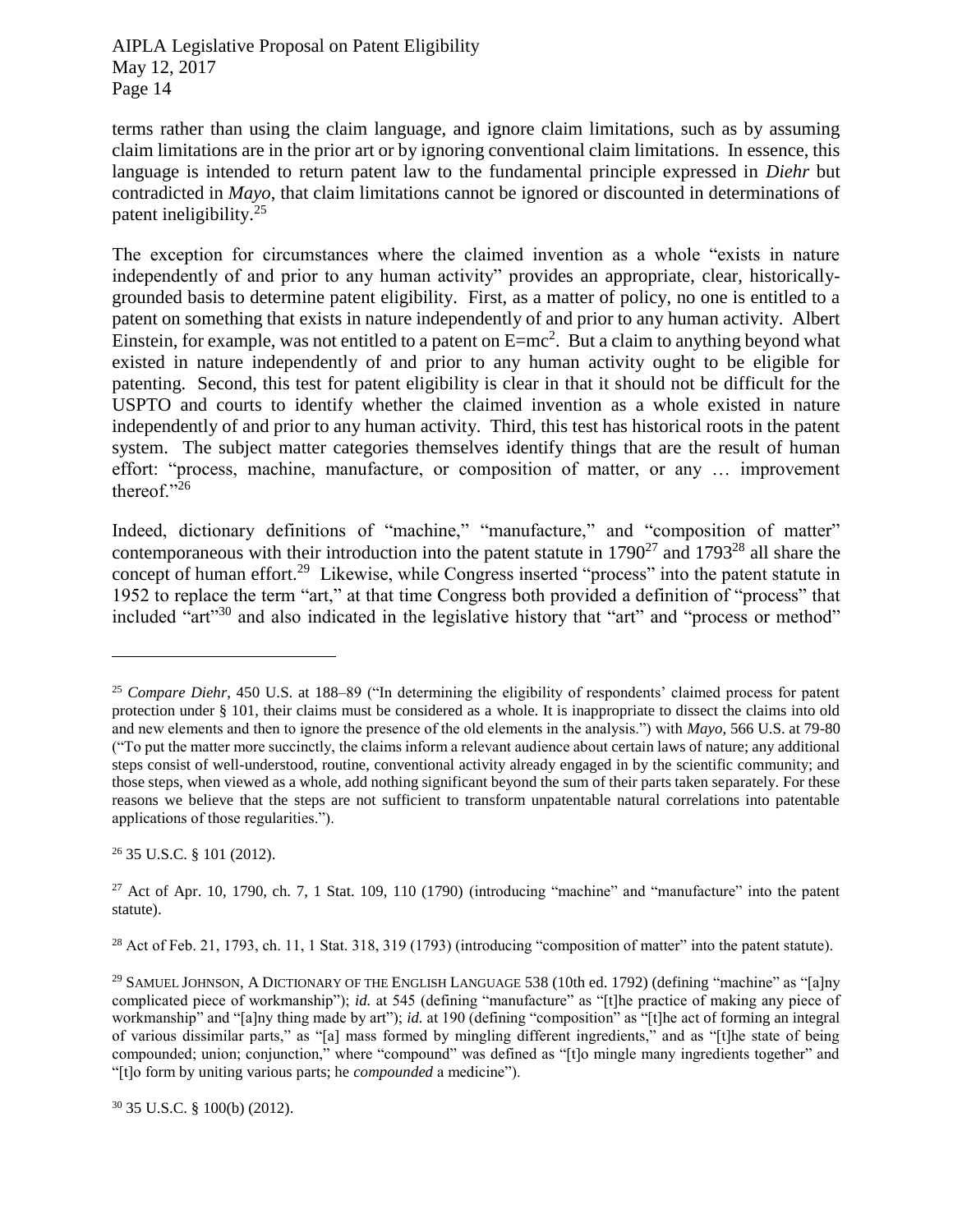terms rather than using the claim language, and ignore claim limitations, such as by assuming claim limitations are in the prior art or by ignoring conventional claim limitations. In essence, this language is intended to return patent law to the fundamental principle expressed in *Diehr* but contradicted in *Mayo*, that claim limitations cannot be ignored or discounted in determinations of patent ineligibility.[25]

The exception for circumstances where the claimed invention as a whole "exists in nature independently of and prior to any human activity" provides an appropriate, clear, historically-grounded basis to determine patent eligibility. First, as a matter of policy, no one is entitled to a patent on something that exists in nature independently of and prior to any human activity. Albert Einstein, for example, was not entitled to a patent on $E=mc^2$. But a claim to anything beyond what existed in nature independently of and prior to any human activity ought to be eligible for patenting. Second, this test for patent eligibility is clear in that it should not be difficult for the USPTO and courts to identify whether the claimed invention as a whole existed in nature independently of and prior to any human activity. Third, this test has historical roots in the patent system. The subject matter categories themselves identify things that are the result of human effort: "process, machine, manufacture, or composition of matter, or any … improvement thereof."[26]

Indeed, dictionary definitions of "machine," "manufacture," and "composition of matter" contemporaneous with their introduction into the patent statute in 1790[27] and 1793[28] all share the concept of human effort.[29] Likewise, while Congress inserted "process" into the patent statute in 1952 to replace the term "art," at that time Congress both provided a definition of "process" that included "art"[30] and also indicated in the legislative history that "art" and "process or method"

---

[25] *Compare Diehr*, 450 U.S. at 188–89 ("In determining the eligibility of respondents' claimed process for patent protection under § 101, their claims must be considered as a whole. It is inappropriate to dissect the claims into old and new elements and then to ignore the presence of the old elements in the analysis.") with *Mayo*, 566 U.S. at 79-80 ("To put the matter more succinctly, the claims inform a relevant audience about certain laws of nature; any additional steps consist of well-understood, routine, conventional activity already engaged in by the scientific community; and those steps, when viewed as a whole, add nothing significant beyond the sum of their parts taken separately. For these reasons we believe that the steps are not sufficient to transform unpatentable natural correlations into patentable applications of those regularities.").

[26] 35 U.S.C. § 101 (2012).

[27] Act of Apr. 10, 1790, ch. 7, 1 Stat. 109, 110 (1790) (introducing "machine" and "manufacture" into the patent statute).

[28] Act of Feb. 21, 1793, ch. 11, 1 Stat. 318, 319 (1793) (introducing "composition of matter" into the patent statute).

[29] SAMUEL JOHNSON, A DICTIONARY OF THE ENGLISH LANGUAGE 538 (10th ed. 1792) (defining "machine" as "[a]ny complicated piece of workmanship"); *id.* at 545 (defining "manufacture" as "[t]he practice of making any piece of workmanship" and "[a]ny thing made by art"); *id.* at 190 (defining "composition" as "[t]he act of forming an integral of various dissimilar parts," as "[a] mass formed by mingling different ingredients," and as "[t]he state of being compounded; union; conjunction," where "compound" was defined as "[t]o mingle many ingredients together" and "[t]o form by uniting various parts; he *compounded* a medicine").

[30] 35 U.S.C. § 100(b) (2012).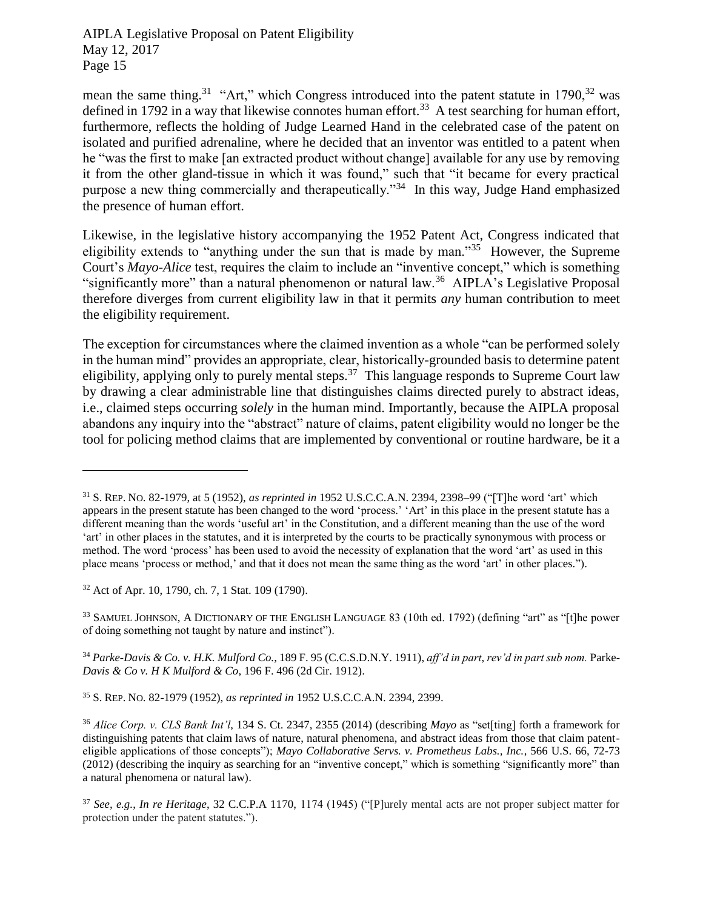mean the same thing.[31] "Art," which Congress introduced into the patent statute in 1790,[32] was defined in 1792 in a way that likewise connotes human effort.[33] A test searching for human effort, furthermore, reflects the holding of Judge Learned Hand in the celebrated case of the patent on isolated and purified adrenaline, where he decided that an inventor was entitled to a patent when he "was the first to make [an extracted product without change] available for any use by removing it from the other gland-tissue in which it was found," such that "it became for every practical purpose a new thing commercially and therapeutically."[34] In this way, Judge Hand emphasized the presence of human effort.

Likewise, in the legislative history accompanying the 1952 Patent Act, Congress indicated that eligibility extends to "anything under the sun that is made by man."[35] However, the Supreme Court's *Mayo-Alice* test, requires the claim to include an "inventive concept," which is something "significantly more" than a natural phenomenon or natural law.[36] AIPLA's Legislative Proposal therefore diverges from current eligibility law in that it permits *any* human contribution to meet the eligibility requirement.

The exception for circumstances where the claimed invention as a whole "can be performed solely in the human mind" provides an appropriate, clear, historically-grounded basis to determine patent eligibility, applying only to purely mental steps.[37] This language responds to Supreme Court law by drawing a clear administrable line that distinguishes claims directed purely to abstract ideas, i.e., claimed steps occurring *solely* in the human mind. Importantly, because the AIPLA proposal abandons any inquiry into the "abstract" nature of claims, patent eligibility would no longer be the tool for policing method claims that are implemented by conventional or routine hardware, be it a

---

[31] S. REP. NO. 82-1979, at 5 (1952), *as reprinted in* 1952 U.S.C.C.A.N. 2394, 2398–99 ("[T]he word 'art' which appears in the present statute has been changed to the word 'process.' 'Art' in this place in the present statute has a different meaning than the words 'useful art' in the Constitution, and a different meaning than the use of the word 'art' in other places in the statutes, and it is interpreted by the courts to be practically synonymous with process or method. The word 'process' has been used to avoid the necessity of explanation that the word 'art' as used in this place means 'process or method,' and that it does not mean the same thing as the word 'art' in other places.").

[32] Act of Apr. 10, 1790, ch. 7, 1 Stat. 109 (1790).

[33] SAMUEL JOHNSON, A DICTIONARY OF THE ENGLISH LANGUAGE 83 (10th ed. 1792) (defining "art" as "[t]he power of doing something not taught by nature and instinct").

[34] *Parke-Davis & Co. v. H.K. Mulford Co.*, 189 F. 95 (C.C.S.D.N.Y. 1911), *aff'd in part*, *rev'd in part sub nom.* Parke-*Davis & Co v. H K Mulford & Co*, 196 F. 496 (2d Cir. 1912).

[35] S. REP. NO. 82-1979 (1952), *as reprinted in* 1952 U.S.C.C.A.N. 2394, 2399.

[36] *Alice Corp. v. CLS Bank Int'l*, 134 S. Ct. 2347, 2355 (2014) (describing *Mayo* as "set[ting] forth a framework for distinguishing patents that claim laws of nature, natural phenomena, and abstract ideas from those that claim patent-eligible applications of those concepts"); *Mayo Collaborative Servs. v. Prometheus Labs., Inc.*, 566 U.S. 66, 72-73 (2012) (describing the inquiry as searching for an "inventive concept," which is something "significantly more" than a natural phenomena or natural law).

[37] *See, e.g.*, *In re Heritage*, 32 C.C.P.A 1170, 1174 (1945) ("[P]urely mental acts are not proper subject matter for protection under the patent statutes.").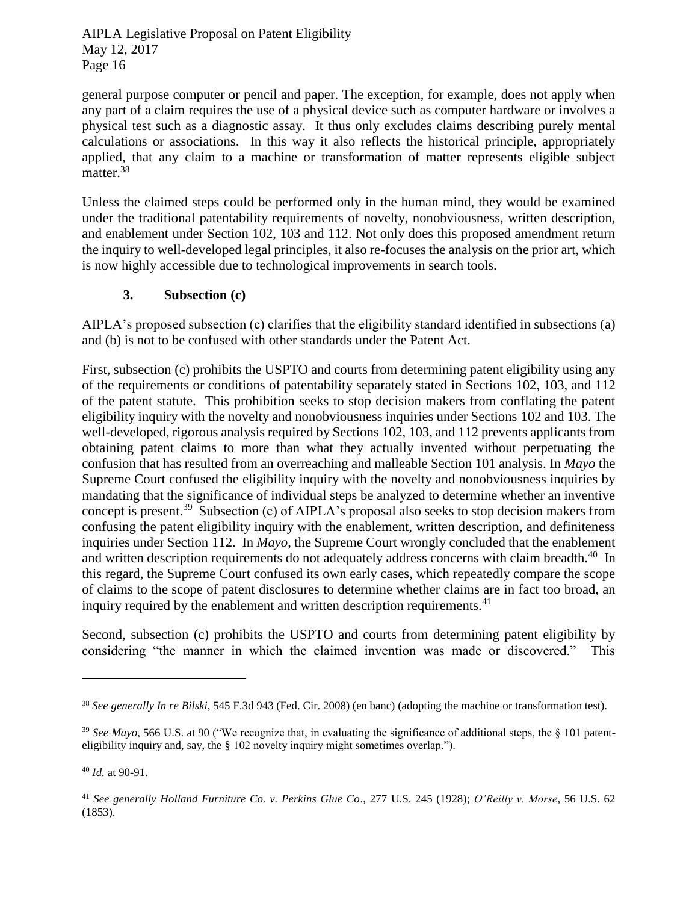general purpose computer or pencil and paper. The exception, for example, does not apply when any part of a claim requires the use of a physical device such as computer hardware or involves a physical test such as a diagnostic assay. It thus only excludes claims describing purely mental calculations or associations. In this way it also reflects the historical principle, appropriately applied, that any claim to a machine or transformation of matter represents eligible subject matter.[38]

Unless the claimed steps could be performed only in the human mind, they would be examined under the traditional patentability requirements of novelty, nonobviousness, written description, and enablement under Section 102, 103 and 112. Not only does this proposed amendment return the inquiry to well-developed legal principles, it also re-focuses the analysis on the prior art, which is now highly accessible due to technological improvements in search tools.

### 3. Subsection (c)

AIPLA's proposed subsection (c) clarifies that the eligibility standard identified in subsections (a) and (b) is not to be confused with other standards under the Patent Act.

First, subsection (c) prohibits the USPTO and courts from determining patent eligibility using any of the requirements or conditions of patentability separately stated in Sections 102, 103, and 112 of the patent statute. This prohibition seeks to stop decision makers from conflating the patent eligibility inquiry with the novelty and nonobviousness inquiries under Sections 102 and 103. The well-developed, rigorous analysis required by Sections 102, 103, and 112 prevents applicants from obtaining patent claims to more than what they actually invented without perpetuating the confusion that has resulted from an overreaching and malleable Section 101 analysis. In *Mayo* the Supreme Court confused the eligibility inquiry with the novelty and nonobviousness inquiries by mandating that the significance of individual steps be analyzed to determine whether an inventive concept is present.[39] Subsection (c) of AIPLA's proposal also seeks to stop decision makers from confusing the patent eligibility inquiry with the enablement, written description, and definiteness inquiries under Section 112. In *Mayo*, the Supreme Court wrongly concluded that the enablement and written description requirements do not adequately address concerns with claim breadth.[40] In this regard, the Supreme Court confused its own early cases, which repeatedly compare the scope of claims to the scope of patent disclosures to determine whether claims are in fact too broad, an inquiry required by the enablement and written description requirements.[41]

Second, subsection (c) prohibits the USPTO and courts from determining patent eligibility by considering "the manner in which the claimed invention was made or discovered." This

---

[38] *See generally In re Bilski*, 545 F.3d 943 (Fed. Cir. 2008) (en banc) (adopting the machine or transformation test).

[39] *See Mayo*, 566 U.S. at 90 ("We recognize that, in evaluating the significance of additional steps, the § 101 patent-eligibility inquiry and, say, the § 102 novelty inquiry might sometimes overlap.").

[40] *Id.* at 90-91.

[41] *See generally Holland Furniture Co. v. Perkins Glue Co*., 277 U.S. 245 (1928); *O'Reilly v. Morse*, 56 U.S. 62 (1853).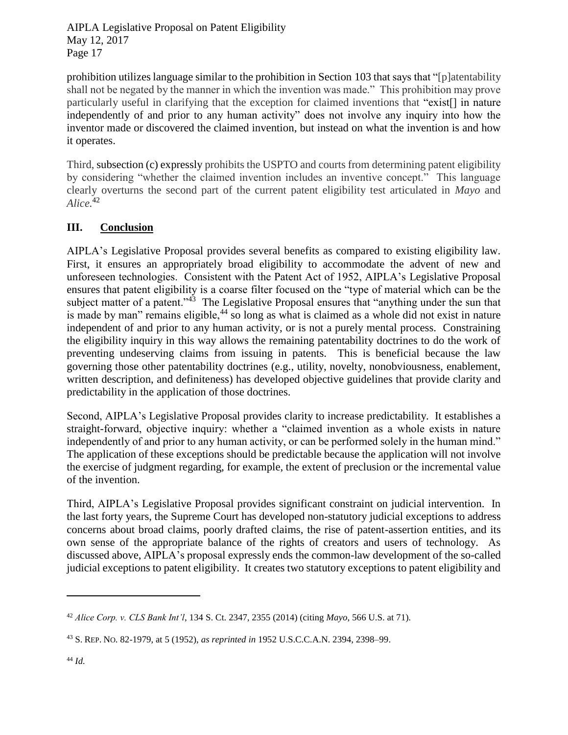prohibition utilizes language similar to the prohibition in Section 103 that says that "[p]atentability shall not be negated by the manner in which the invention was made." This prohibition may prove particularly useful in clarifying that the exception for claimed inventions that "exist[] in nature independently of and prior to any human activity" does not involve any inquiry into how the inventor made or discovered the claimed invention, but instead on what the invention is and how it operates.

Third, subsection (c) expressly prohibits the USPTO and courts from determining patent eligibility by considering "whether the claimed invention includes an inventive concept." This language clearly overturns the second part of the current patent eligibility test articulated in *Mayo* and *Alice*.[42]

## III. Conclusion

AIPLA's Legislative Proposal provides several benefits as compared to existing eligibility law. First, it ensures an appropriately broad eligibility to accommodate the advent of new and unforeseen technologies. Consistent with the Patent Act of 1952, AIPLA's Legislative Proposal ensures that patent eligibility is a coarse filter focused on the "type of material which can be the subject matter of a patent."[43] The Legislative Proposal ensures that "anything under the sun that is made by man" remains eligible,[44] so long as what is claimed as a whole did not exist in nature independent of and prior to any human activity, or is not a purely mental process. Constraining the eligibility inquiry in this way allows the remaining patentability doctrines to do the work of preventing undeserving claims from issuing in patents. This is beneficial because the law governing those other patentability doctrines (e.g., utility, novelty, nonobviousness, enablement, written description, and definiteness) has developed objective guidelines that provide clarity and predictability in the application of those doctrines.

Second, AIPLA's Legislative Proposal provides clarity to increase predictability. It establishes a straight-forward, objective inquiry: whether a "claimed invention as a whole exists in nature independently of and prior to any human activity, or can be performed solely in the human mind." The application of these exceptions should be predictable because the application will not involve the exercise of judgment regarding, for example, the extent of preclusion or the incremental value of the invention.

Third, AIPLA's Legislative Proposal provides significant constraint on judicial intervention. In the last forty years, the Supreme Court has developed non-statutory judicial exceptions to address concerns about broad claims, poorly drafted claims, the rise of patent-assertion entities, and its own sense of the appropriate balance of the rights of creators and users of technology. As discussed above, AIPLA's proposal expressly ends the common-law development of the so-called judicial exceptions to patent eligibility. It creates two statutory exceptions to patent eligibility and

---

[42] *Alice Corp. v. CLS Bank Int'l*, 134 S. Ct. 2347, 2355 (2014) (citing *Mayo*, 566 U.S. at 71).

[43] S. REP. NO. 82-1979, at 5 (1952), *as reprinted in* 1952 U.S.C.C.A.N. 2394, 2398–99.

[44] *Id.*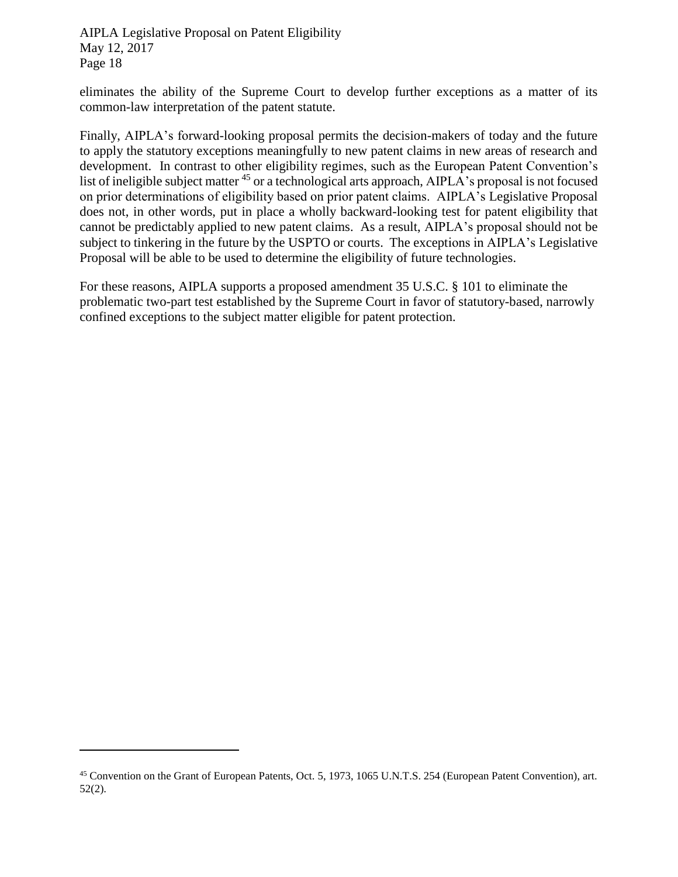eliminates the ability of the Supreme Court to develop further exceptions as a matter of its common-law interpretation of the patent statute.

Finally, AIPLA's forward-looking proposal permits the decision-makers of today and the future to apply the statutory exceptions meaningfully to new patent claims in new areas of research and development. In contrast to other eligibility regimes, such as the European Patent Convention's list of ineligible subject matter [45] or a technological arts approach, AIPLA's proposal is not focused on prior determinations of eligibility based on prior patent claims. AIPLA's Legislative Proposal does not, in other words, put in place a wholly backward-looking test for patent eligibility that cannot be predictably applied to new patent claims. As a result, AIPLA's proposal should not be subject to tinkering in the future by the USPTO or courts. The exceptions in AIPLA's Legislative Proposal will be able to be used to determine the eligibility of future technologies.

For these reasons, AIPLA supports a proposed amendment 35 U.S.C. § 101 to eliminate the problematic two-part test established by the Supreme Court in favor of statutory-based, narrowly confined exceptions to the subject matter eligible for patent protection.

---

[45] Convention on the Grant of European Patents, Oct. 5, 1973, 1065 U.N.T.S. 254 (European Patent Convention), art. 52(2).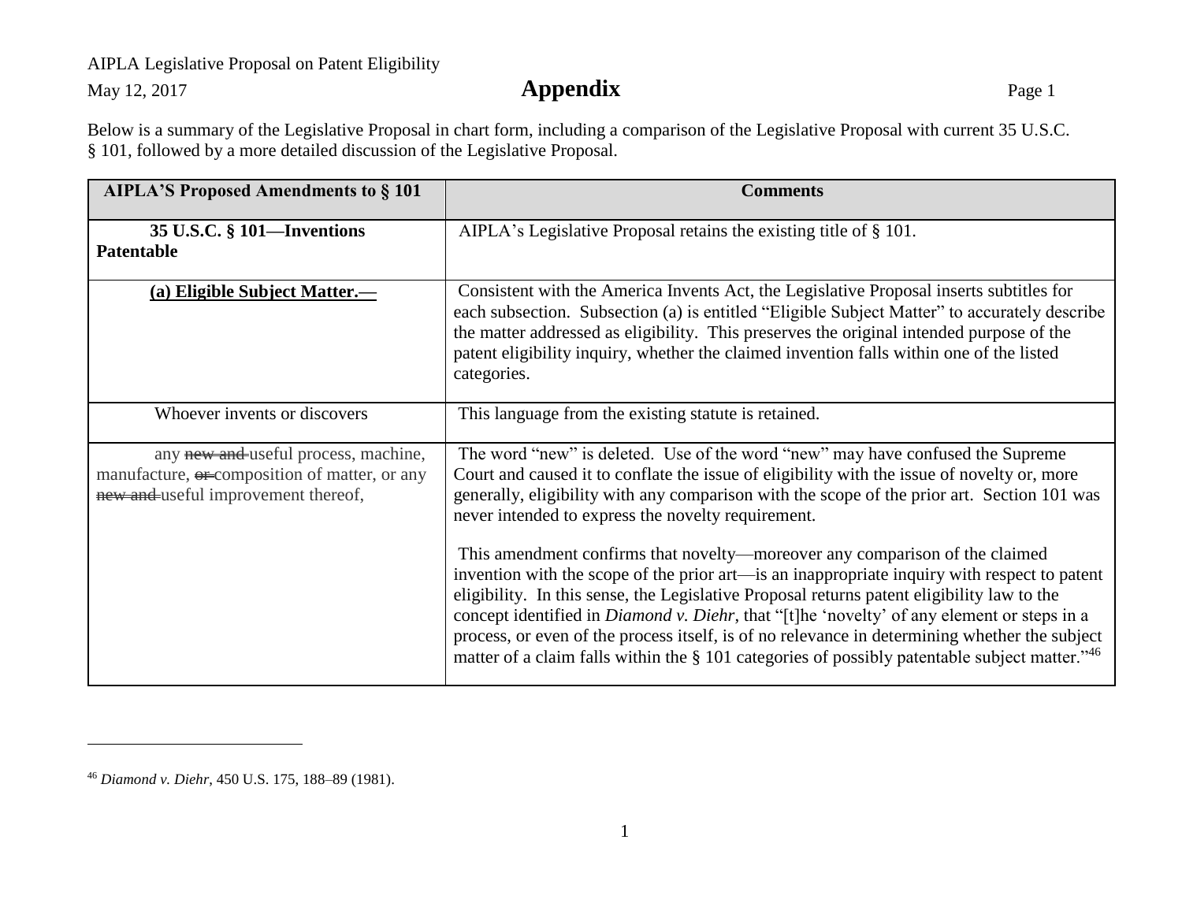## Appendix

Below is a summary of the Legislative Proposal in chart form, including a comparison of the Legislative Proposal with current 35 U.S.C. § 101, followed by a more detailed discussion of the Legislative Proposal.

| AIPLA'S Proposed Amendments to § 101 | Comments |
| --- | --- |
| **35 U.S.C. § 101—Inventions Patentable** | AIPLA's Legislative Proposal retains the existing title of § 101. |
| **<u>(a) Eligible Subject Matter.—</u>** | Consistent with the America Invents Act, the Legislative Proposal inserts subtitles for each subsection. Subsection (a) is entitled "Eligible Subject Matter" to accurately describe the matter addressed as eligibility. This preserves the original intended purpose of the patent eligibility inquiry, whether the claimed invention falls within one of the listed categories. |
| Whoever invents or discovers | This language from the existing statute is retained. |
| any ~~new and~~ useful process, machine, manufacture, ~~or~~ composition of matter, or any ~~new and~~ useful improvement thereof, | The word "new" is deleted. Use of the word "new" may have confused the Supreme Court and caused it to conflate the issue of eligibility with the issue of novelty or, more generally, eligibility with any comparison with the scope of the prior art. Section 101 was never intended to express the novelty requirement.<br><br>This amendment confirms that novelty—moreover any comparison of the claimed invention with the scope of the prior art—is an inappropriate inquiry with respect to patent eligibility. In this sense, the Legislative Proposal returns patent eligibility law to the concept identified in *Diamond v. Diehr*, that "[t]he 'novelty' of any element or steps in a process, or even of the process itself, is of no relevance in determining whether the subject matter of a claim falls within the § 101 categories of possibly patentable subject matter."[46] |

[46] *Diamond v. Diehr*, 450 U.S. 175, 188–89 (1981).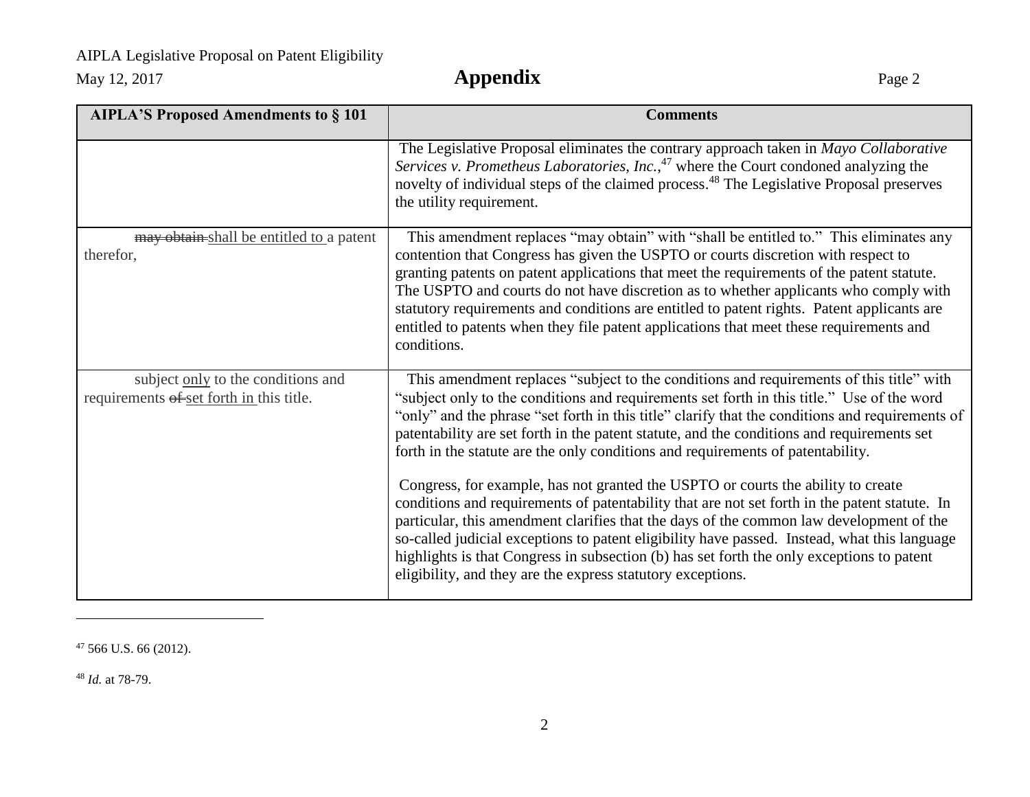## Appendix

| AIPLA'S Proposed Amendments to § 101 | Comments |
|---|---|
| | The Legislative Proposal eliminates the contrary approach taken in *Mayo Collaborative Services v. Prometheus Laboratories, Inc.*,[47] where the Court condoned analyzing the novelty of individual steps of the claimed process.[48] The Legislative Proposal preserves the utility requirement. |
| ~~may obtain~~ <u>shall be entitled to</u> a patent therefor, | This amendment replaces "may obtain" with "shall be entitled to." This eliminates any contention that Congress has given the USPTO or courts discretion with respect to granting patents on patent applications that meet the requirements of the patent statute. The USPTO and courts do not have discretion as to whether applicants who comply with statutory requirements and conditions are entitled to patent rights. Patent applicants are entitled to patents when they file patent applications that meet these requirements and conditions. |
| subject <u>only</u> to the conditions and requirements ~~of~~ <u>set forth in</u> this title. | This amendment replaces "subject to the conditions and requirements of this title" with "subject only to the conditions and requirements set forth in this title." Use of the word "only" and the phrase "set forth in this title" clarify that the conditions and requirements of patentability are set forth in the patent statute, and the conditions and requirements set forth in the statute are the only conditions and requirements of patentability.<br><br>Congress, for example, has not granted the USPTO or courts the ability to create conditions and requirements of patentability that are not set forth in the patent statute. In particular, this amendment clarifies that the days of the common law development of the so-called judicial exceptions to patent eligibility have passed. Instead, what this language highlights is that Congress in subsection (b) has set forth the only exceptions to patent eligibility, and they are the express statutory exceptions. |

---

[47] 566 U.S. 66 (2012).

[48] *Id.* at 78-79.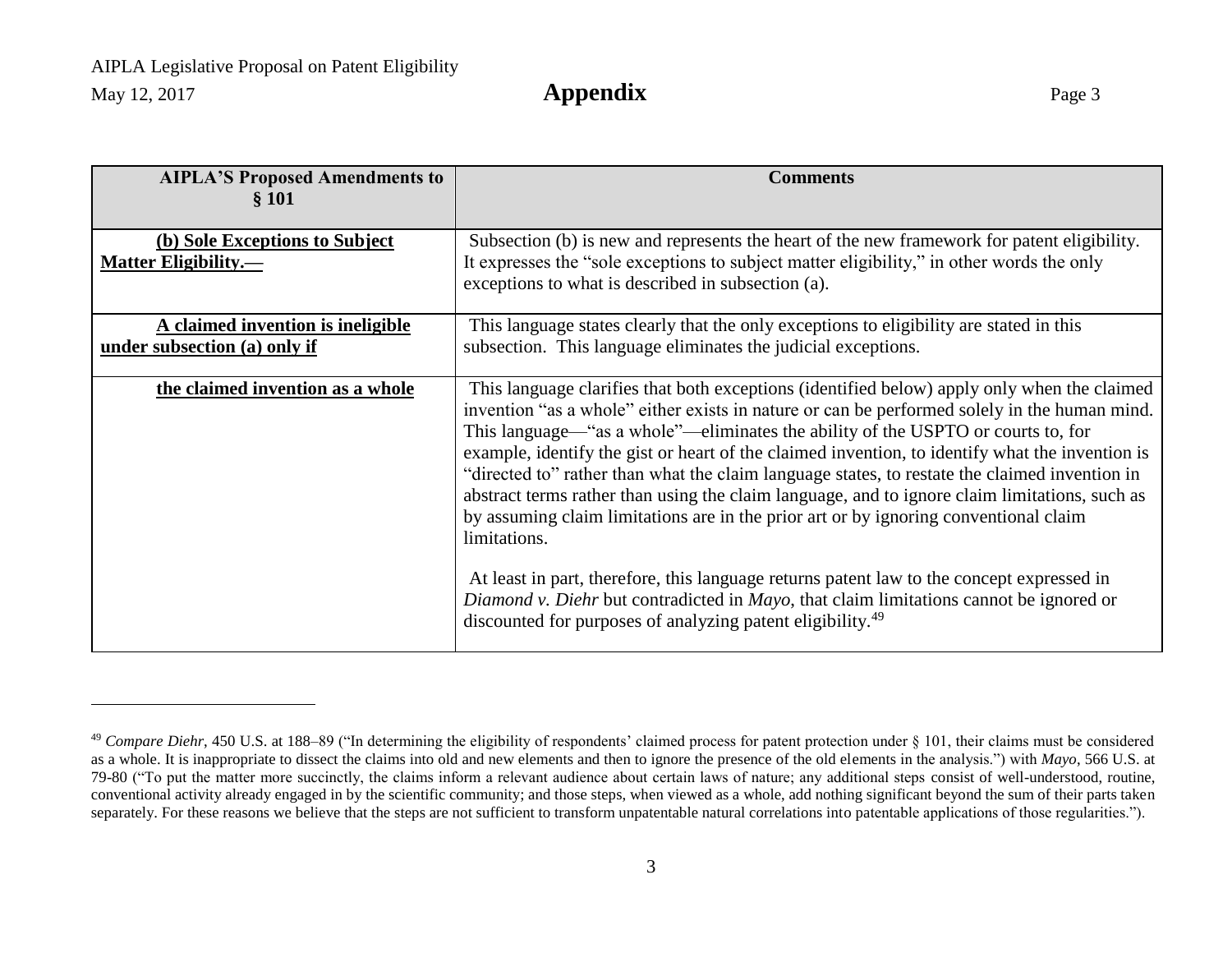| AIPLA'S Proposed Amendments to § 101 | Comments |
|---|---|
| **(b) Sole Exceptions to Subject Matter Eligibility.—** | Subsection (b) is new and represents the heart of the new framework for patent eligibility. It expresses the "sole exceptions to subject matter eligibility," in other words the only exceptions to what is described in subsection (a). |
| **A claimed invention is ineligible under subsection (a) only if** | This language states clearly that the only exceptions to eligibility are stated in this subsection. This language eliminates the judicial exceptions. |
| **the claimed invention as a whole** | This language clarifies that both exceptions (identified below) apply only when the claimed invention "as a whole" either exists in nature or can be performed solely in the human mind. This language—"as a whole"—eliminates the ability of the USPTO or courts to, for example, identify the gist or heart of the claimed invention, to identify what the invention is "directed to" rather than what the claim language states, to restate the claimed invention in abstract terms rather than using the claim language, and to ignore claim limitations, such as by assuming claim limitations are in the prior art or by ignoring conventional claim limitations.<br><br>At least in part, therefore, this language returns patent law to the concept expressed in *Diamond v. Diehr* but contradicted in *Mayo*, that claim limitations cannot be ignored or discounted for purposes of analyzing patent eligibility.[49] |

[49] *Compare Diehr*, 450 U.S. at 188–89 ("In determining the eligibility of respondents' claimed process for patent protection under § 101, their claims must be considered as a whole. It is inappropriate to dissect the claims into old and new elements and then to ignore the presence of the old elements in the analysis.") with *Mayo*, 566 U.S. at 79-80 ("To put the matter more succinctly, the claims inform a relevant audience about certain laws of nature; any additional steps consist of well-understood, routine, conventional activity already engaged in by the scientific community; and those steps, when viewed as a whole, add nothing significant beyond the sum of their parts taken separately. For these reasons we believe that the steps are not sufficient to transform unpatentable natural correlations into patentable applications of those regularities.").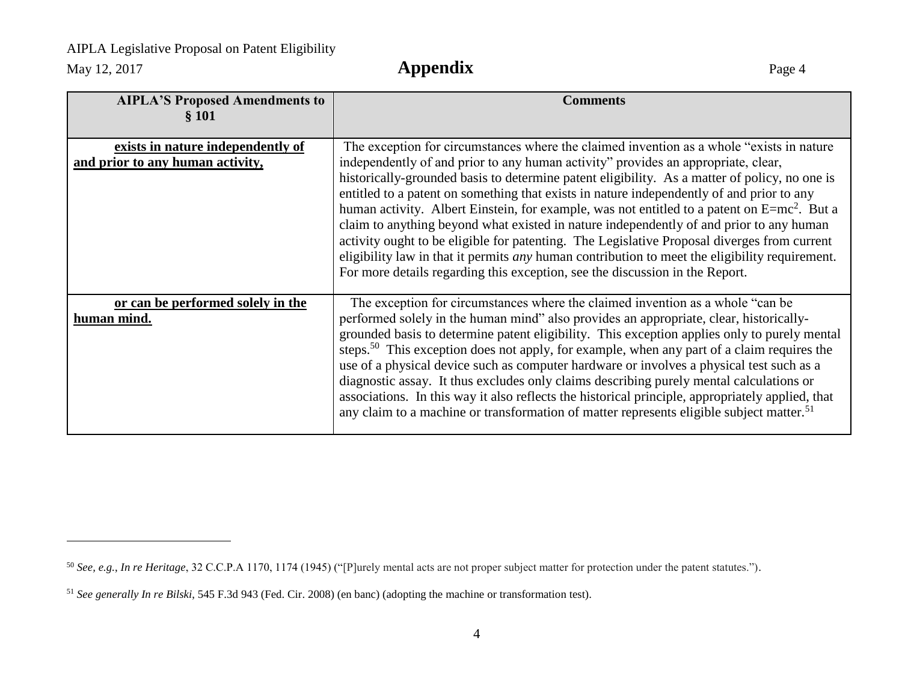| **AIPLA'S Proposed Amendments to § 101** | **Comments** |
| --- | --- |
| **exists in nature independently of and prior to any human activity,** | The exception for circumstances where the claimed invention as a whole "exists in nature independently of and prior to any human activity" provides an appropriate, clear, historically-grounded basis to determine patent eligibility. As a matter of policy, no one is entitled to a patent on something that exists in nature independently of and prior to any human activity. Albert Einstein, for example, was not entitled to a patent on $E=mc^2$. But a claim to anything beyond what existed in nature independently of and prior to any human activity ought to be eligible for patenting. The Legislative Proposal diverges from current eligibility law in that it permits *any* human contribution to meet the eligibility requirement. For more details regarding this exception, see the discussion in the Report. |
| **or can be performed solely in the human mind.** | The exception for circumstances where the claimed invention as a whole "can be performed solely in the human mind" also provides an appropriate, clear, historically-grounded basis to determine patent eligibility. This exception applies only to purely mental steps.[50] This exception does not apply, for example, when any part of a claim requires the use of a physical device such as computer hardware or involves a physical test such as a diagnostic assay. It thus excludes only claims describing purely mental calculations or associations. In this way it also reflects the historical principle, appropriately applied, that any claim to a machine or transformation of matter represents eligible subject matter.[51] |

[50] *See, e.g.*, *In re Heritage*, 32 C.C.P.A 1170, 1174 (1945) ("[P]urely mental acts are not proper subject matter for protection under the patent statutes.").

[51] *See generally In re Bilski*, 545 F.3d 943 (Fed. Cir. 2008) (en banc) (adopting the machine or transformation test).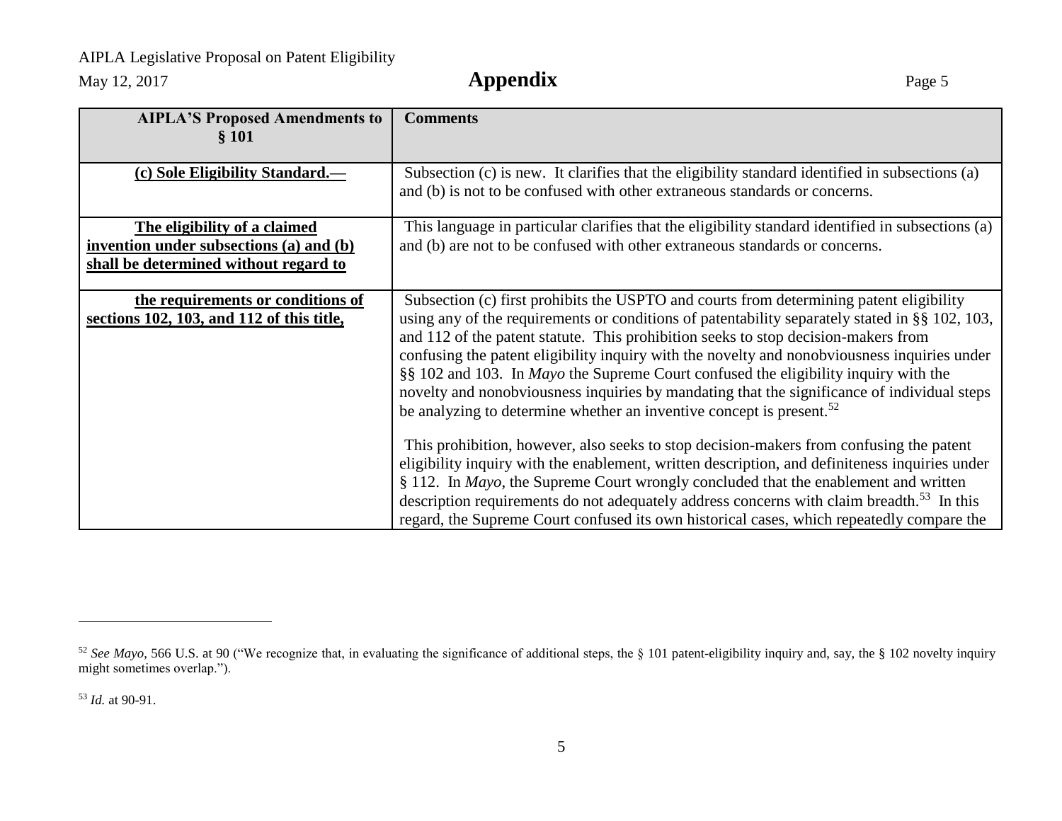| AIPLA'S Proposed Amendments to § 101 | Comments |
|---|---|
| **<u>(c) Sole Eligibility Standard.—</u>** | Subsection (c) is new. It clarifies that the eligibility standard identified in subsections (a) and (b) is not to be confused with other extraneous standards or concerns. |
| **<u>The eligibility of a claimed invention under subsections (a) and (b) shall be determined without regard to</u>** | This language in particular clarifies that the eligibility standard identified in subsections (a) and (b) are not to be confused with other extraneous standards or concerns. |
| **<u>the requirements or conditions of sections 102, 103, and 112 of this title,</u>** | Subsection (c) first prohibits the USPTO and courts from determining patent eligibility using any of the requirements or conditions of patentability separately stated in §§ 102, 103, and 112 of the patent statute. This prohibition seeks to stop decision-makers from confusing the patent eligibility inquiry with the novelty and nonobviousness inquiries under §§ 102 and 103. In *Mayo* the Supreme Court confused the eligibility inquiry with the novelty and nonobviousness inquiries by mandating that the significance of individual steps be analyzing to determine whether an inventive concept is present.[52]<br><br>This prohibition, however, also seeks to stop decision-makers from confusing the patent eligibility inquiry with the enablement, written description, and definiteness inquiries under § 112. In *Mayo*, the Supreme Court wrongly concluded that the enablement and written description requirements do not adequately address concerns with claim breadth.[53] In this regard, the Supreme Court confused its own historical cases, which repeatedly compare the |

[52] *See Mayo*, 566 U.S. at 90 ("We recognize that, in evaluating the significance of additional steps, the § 101 patent-eligibility inquiry and, say, the § 102 novelty inquiry might sometimes overlap.").

[53] *Id.* at 90-91.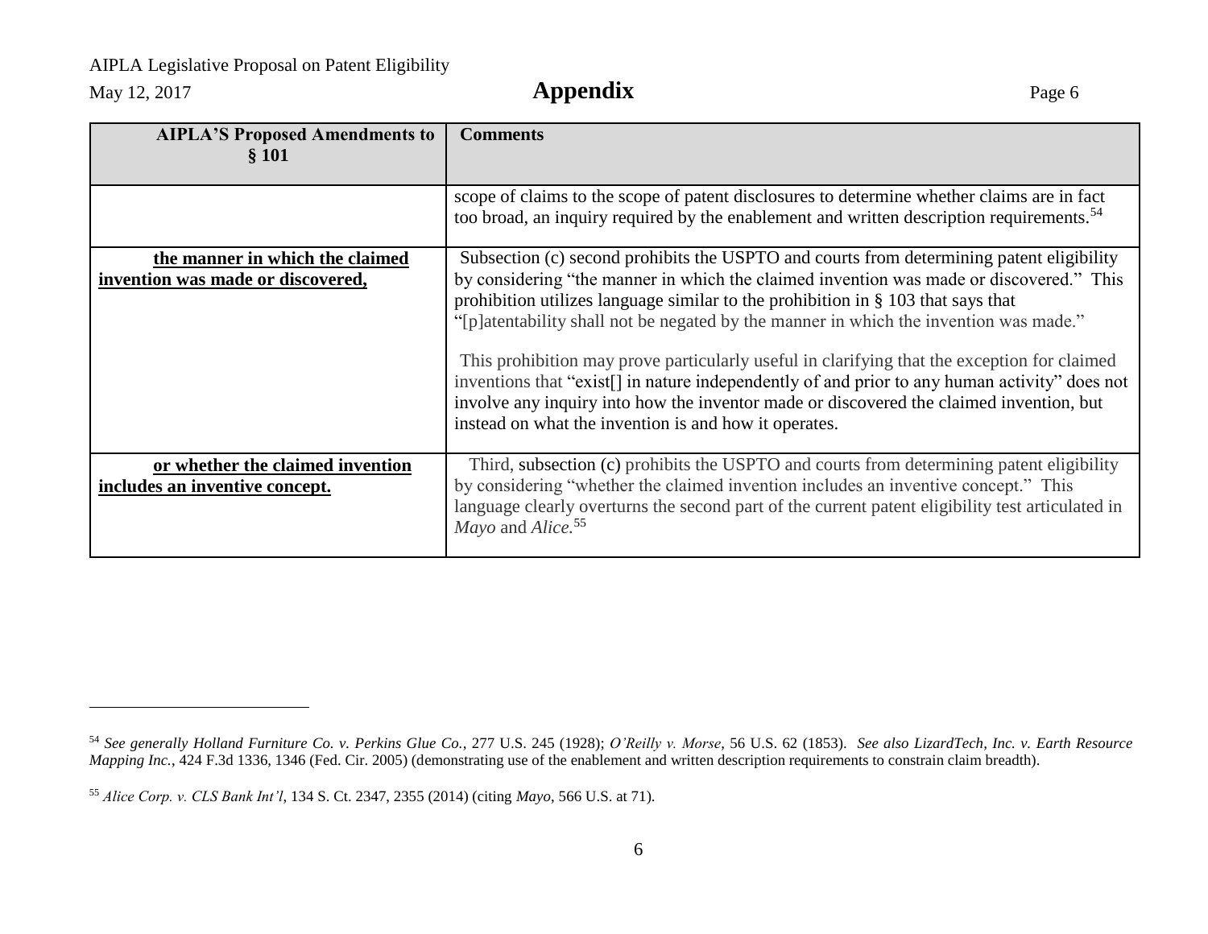| AIPLA'S Proposed Amendments to § 101 | Comments |
| --- | --- |
| | scope of claims to the scope of patent disclosures to determine whether claims are in fact too broad, an inquiry required by the enablement and written description requirements.[54] |
| **<u>the manner in which the claimed invention was made or discovered,</u>** | Subsection (c) second prohibits the USPTO and courts from determining patent eligibility by considering "the manner in which the claimed invention was made or discovered." This prohibition utilizes language similar to the prohibition in § 103 that says that "[p]atentability shall not be negated by the manner in which the invention was made."<br><br>This prohibition may prove particularly useful in clarifying that the exception for claimed inventions that "exist[] in nature independently of and prior to any human activity" does not involve any inquiry into how the inventor made or discovered the claimed invention, but instead on what the invention is and how it operates. |
| **<u>or whether the claimed invention includes an inventive concept.</u>** | Third, subsection (c) prohibits the USPTO and courts from determining patent eligibility by considering "whether the claimed invention includes an inventive concept." This language clearly overturns the second part of the current patent eligibility test articulated in *Mayo* and *Alice.*[55] |

[54] *See generally Holland Furniture Co. v. Perkins Glue Co.*, 277 U.S. 245 (1928); *O'Reilly v. Morse*, 56 U.S. 62 (1853). *See also LizardTech, Inc. v. Earth Resource Mapping Inc.*, 424 F.3d 1336, 1346 (Fed. Cir. 2005) (demonstrating use of the enablement and written description requirements to constrain claim breadth).

[55] *Alice Corp. v. CLS Bank Int'l*, 134 S. Ct. 2347, 2355 (2014) (citing *Mayo*, 566 U.S. at 71).